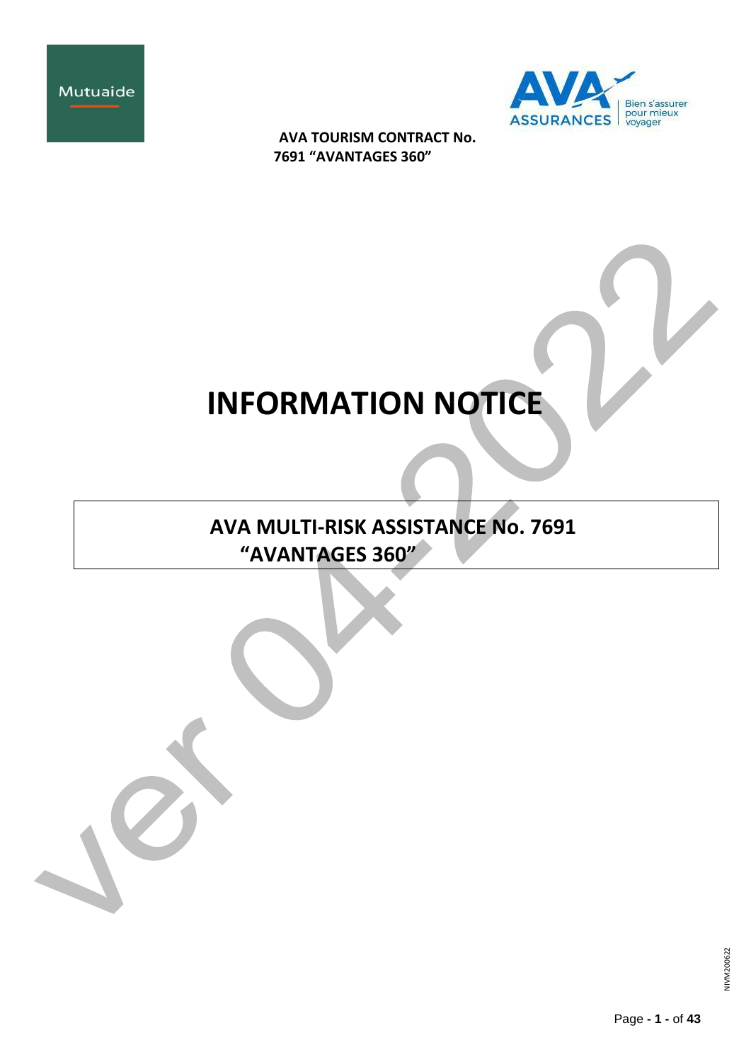Mutuaide

AVA ASSURANCES Bien s'assurer pour mieux voyager

**AVA TOURISM CONTRACT No. 7691 "AVANTAGES 360"**

# INFORMATION NOTICE

## AVA MULTI-RISK ASSISTANCE No. 7691 "AVANTAGES 360"

ver 04-2022

NIVM200622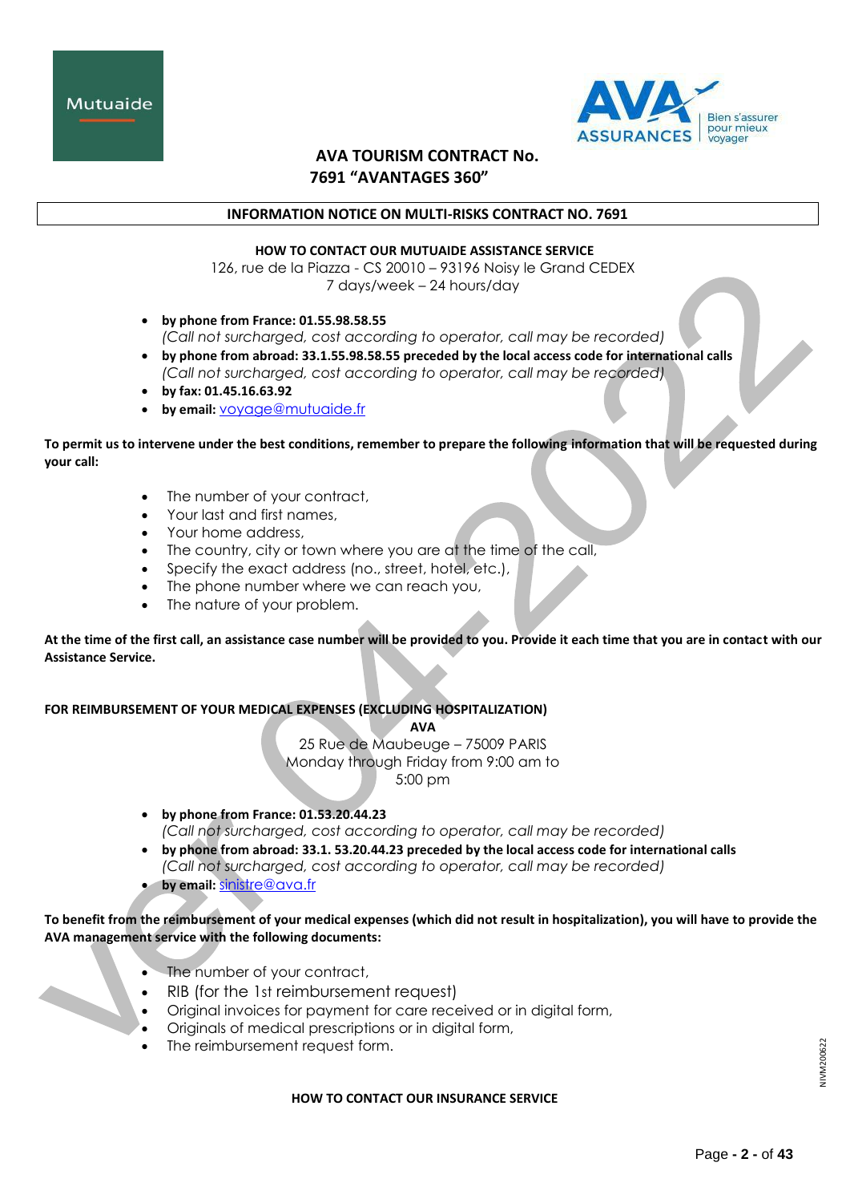# AVA TOURISM CONTRACT No. 7691 "AVANTAGES 360"

## INFORMATION NOTICE ON MULTI-RISKS CONTRACT NO. 7691

### HOW TO CONTACT OUR MUTUAIDE ASSISTANCE SERVICE

126, rue de la Piazza - CS 20010 – 93196 Noisy le Grand CEDEX
7 days/week – 24 hours/day

- **by phone from France: 01.55.98.58.55**
  *(Call not surcharged, cost according to operator, call may be recorded)*
- **by phone from abroad: 33.1.55.98.58.55 preceded by the local access code for international calls**
  *(Call not surcharged, cost according to operator, call may be recorded)*
- **by fax: 01.45.16.63.92**
- **by email:** voyage@mutuaide.fr

**To permit us to intervene under the best conditions, remember to prepare the following information that will be requested during your call:**

- The number of your contract,
- Your last and first names,
- Your home address,
- The country, city or town where you are at the time of the call,
- Specify the exact address (no., street, hotel, etc.),
- The phone number where we can reach you,
- The nature of your problem.

**At the time of the first call, an assistance case number will be provided to you. Provide it each time that you are in contact with our Assistance Service.**

### FOR REIMBURSEMENT OF YOUR MEDICAL EXPENSES (EXCLUDING HOSPITALIZATION)

**AVA**
25 Rue de Maubeuge – 75009 PARIS
Monday through Friday from 9:00 am to 5:00 pm

- **by phone from France: 01.53.20.44.23**
  *(Call not surcharged, cost according to operator, call may be recorded)*
- **by phone from abroad: 33.1. 53.20.44.23 preceded by the local access code for international calls**
  *(Call not surcharged, cost according to operator, call may be recorded)*
- **by email:** sinistre@ava.fr

**To benefit from the reimbursement of your medical expenses (which did not result in hospitalization), you will have to provide the AVA management service with the following documents:**

- The number of your contract,
- RIB (for the 1st reimbursement request)
- Original invoices for payment for care received or in digital form,
- Originals of medical prescriptions or in digital form,
- The reimbursement request form.

### HOW TO CONTACT OUR INSURANCE SERVICE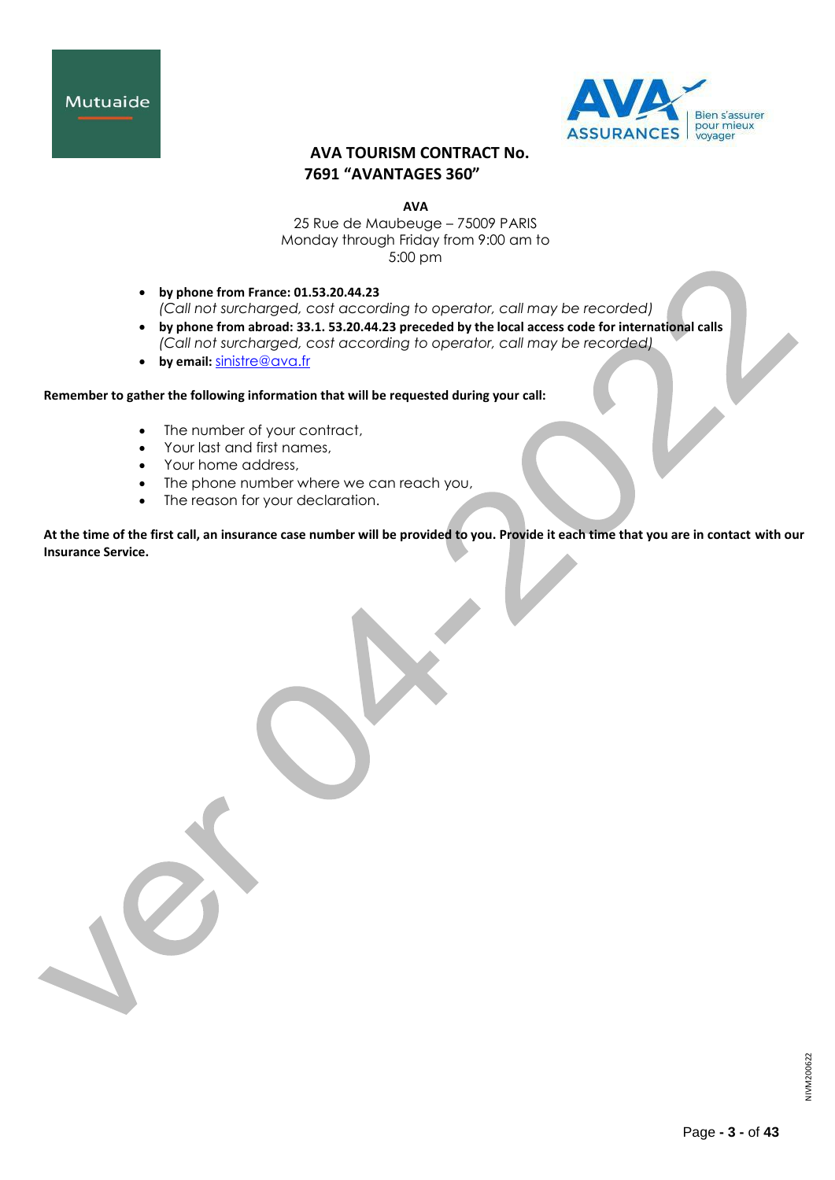## AVA TOURISM CONTRACT No. 7691 "AVANTAGES 360"

**AVA**
25 Rue de Maubeuge – 75009 PARIS
Monday through Friday from 9:00 am to 5:00 pm

- **by phone from France: 01.53.20.44.23**
  *(Call not surcharged, cost according to operator, call may be recorded)*
- **by phone from abroad: 33.1. 53.20.44.23 preceded by the local access code for international calls**
  *(Call not surcharged, cost according to operator, call may be recorded)*
- **by email:** sinistre@ava.fr

**Remember to gather the following information that will be requested during your call:**

- The number of your contract,
- Your last and first names,
- Your home address,
- The phone number where we can reach you,
- The reason for your declaration.

**At the time of the first call, an insurance case number will be provided to you. Provide it each time that you are in contact with our Insurance Service.**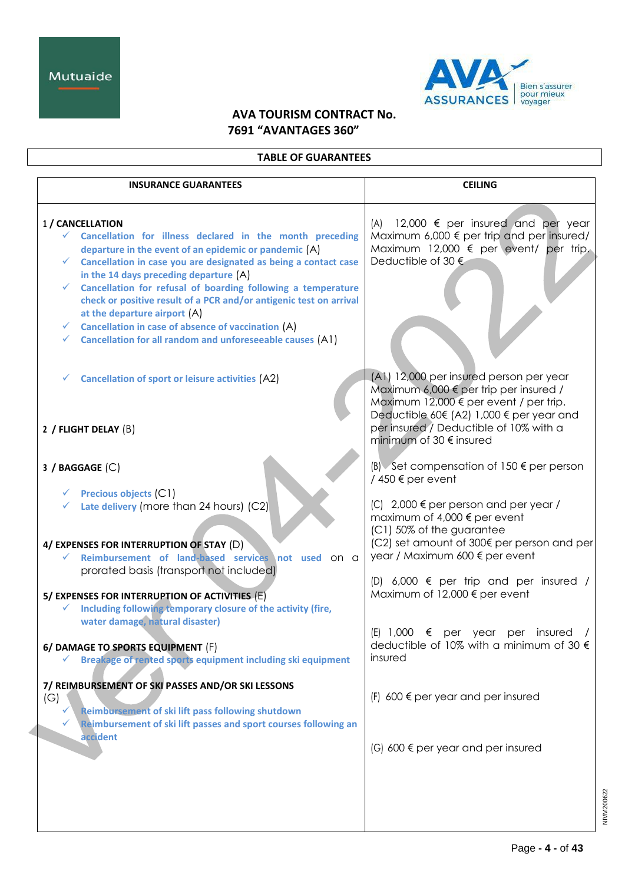Mutuaide

AVA ASSURANCES — Bien s'assurer pour mieux voyager

**AVA TOURISM CONTRACT No. 7691 "AVANTAGES 360"**

**TABLE OF GUARANTEES**

| INSURANCE GUARANTEES | CEILING |
|---|---|
| **1 / CANCELLATION**<br>✓ **Cancellation for illness declared in the month preceding departure in the event of an epidemic or pandemic** (A)<br>✓ **Cancellation in case you are designated as being a contact case in the 14 days preceding departure** (A)<br>✓ **Cancellation for refusal of boarding following a temperature check or positive result of a PCR and/or antigenic test on arrival at the departure airport** (A)<br>✓ **Cancellation in case of absence of vaccination** (A)<br>✓ **Cancellation for all random and unforeseeable causes** (A1) | (A) 12,000 € per insured and per year Maximum 6,000 € per trip and per insured/ Maximum 12,000 € per event/ per trip. Deductible of 30 € |
| ✓ **Cancellation of sport or leisure activities** (A2) | (A1) 12,000 per insured person per year Maximum 6,000 € per trip per insured / Maximum 12,000 € per event / per trip. Deductible 60€ (A2) 1,000 € per year and per insured / Deductible of 10% with a minimum of 30 € insured |
| **2 / FLIGHT DELAY** (B) | (B) Set compensation of 150 € per person / 450 € per event |
| **3 / BAGGAGE** (C)<br>✓ **Precious objects** (C1)<br>✓ **Late delivery** (more than 24 hours) (C2) | (C) 2,000 € per person and per year / maximum of 4,000 € per event<br>(C1) 50% of the guarantee<br>(C2) set amount of 300€ per person and per year / Maximum 600 € per event |
| **4/ EXPENSES FOR INTERRUPTION OF STAY** (D)<br>✓ **Reimbursement of land-based services not used** on a prorated basis (transport not included) | (D) 6,000 € per trip and per insured / Maximum of 12,000 € per event |
| **5/ EXPENSES FOR INTERRUPTION OF ACTIVITIES** (E)<br>✓ **Including following temporary closure of the activity (fire, water damage, natural disaster)** | (E) 1,000 € per year per insured / deductible of 10% with a minimum of 30 € insured |
| **6/ DAMAGE TO SPORTS EQUIPMENT** (F)<br>✓ **Breakage of rented sports equipment including ski equipment** | (F) 600 € per year and per insured |
| **7/ REIMBURSEMENT OF SKI PASSES AND/OR SKI LESSONS** (G)<br>✓ **Reimbursement of ski lift pass following shutdown**<br>✓ **Reimbursement of ski lift passes and sport courses following an accident** | (G) 600 € per year and per insured |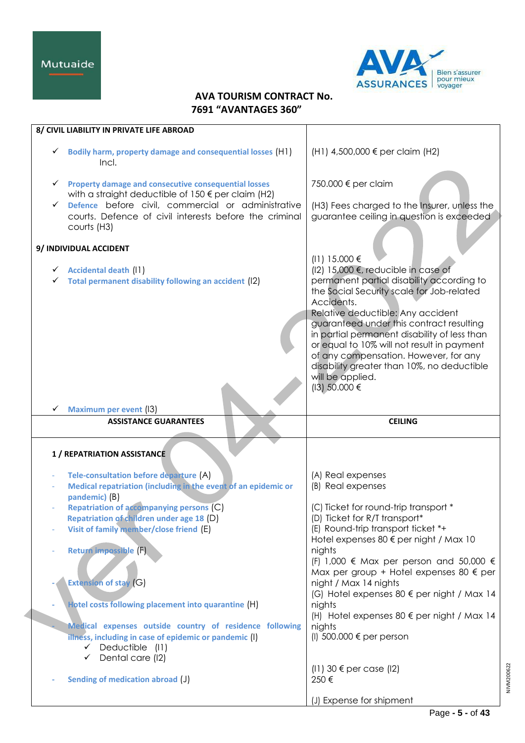# AVA TOURISM CONTRACT No. 7691 "AVANTAGES 360"

| 8/ CIVIL LIABILITY IN PRIVATE LIFE ABROAD | |
|---|---|
| ✓ **Bodily harm, property damage and consequential losses** (H1) Incl. | (H1) 4,500,000 € per claim (H2) |
| ✓ **Property damage and consecutive consequential losses** with a straight deductible of 150 € per claim (H2) | 750.000 € per claim |
| ✓ **Defence** before civil, commercial or administrative courts. Defence of civil interests before the criminal courts (H3) | (H3) Fees charged to the Insurer, unless the guarantee ceiling in question is exceeded |
| **9/ INDIVIDUAL ACCIDENT** | |
| ✓ **Accidental death** (I1)<br>✓ **Total permanent disability following an accident** (I2) | (I1) 15.000 €<br>(I2) 15,000 €, reducible in case of permanent partial disability according to the Social Security scale for Job-related Accidents.<br>Relative deductible: Any accident guaranteed under this contract resulting in partial permanent disability of less than or equal to 10% will not result in payment of any compensation. However, for any disability greater than 10%, no deductible will be applied. |
| ✓ **Maximum per event** (I3) | (I3) 50.000 € |
| **ASSISTANCE GUARANTEES** | **CEILING** |
| **1 / REPATRIATION ASSISTANCE** | |
| - **Tele-consultation before departure** (A) | (A) Real expenses |
| - **Medical repatriation (including in the event of an epidemic or pandemic)** (B) | (B) Real expenses |
| - **Repatriation of accompanying persons** (C) | (C) Ticket for round-trip transport * |
| **Repatriation of children under age 18** (D) | (D) Ticket for R/T transport* |
| - **Visit of family member/close friend** (E) | (E) Round-trip transport ticket *+ Hotel expenses 80 € per night / Max 10 nights |
| - **Return impossible** (F) | (F) 1,000 € Max per person and 50,000 € Max per group + Hotel expenses 80 € per night / Max 14 nights |
| - **Extension of stay** (G) | (G) Hotel expenses 80 € per night / Max 14 nights |
| - **Hotel costs following placement into quarantine** (H) | (H) Hotel expenses 80 € per night / Max 14 nights |
| - **Medical expenses outside country of residence following illness, including in case of epidemic or pandemic** (I)<br>✓ Deductible (I1)<br>✓ Dental care (I2) | (I) 500.000 € per person<br><br>(I1) 30 € per case (I2)<br>250 € |
| - **Sending of medication abroad** (J) | (J) Expense for shipment |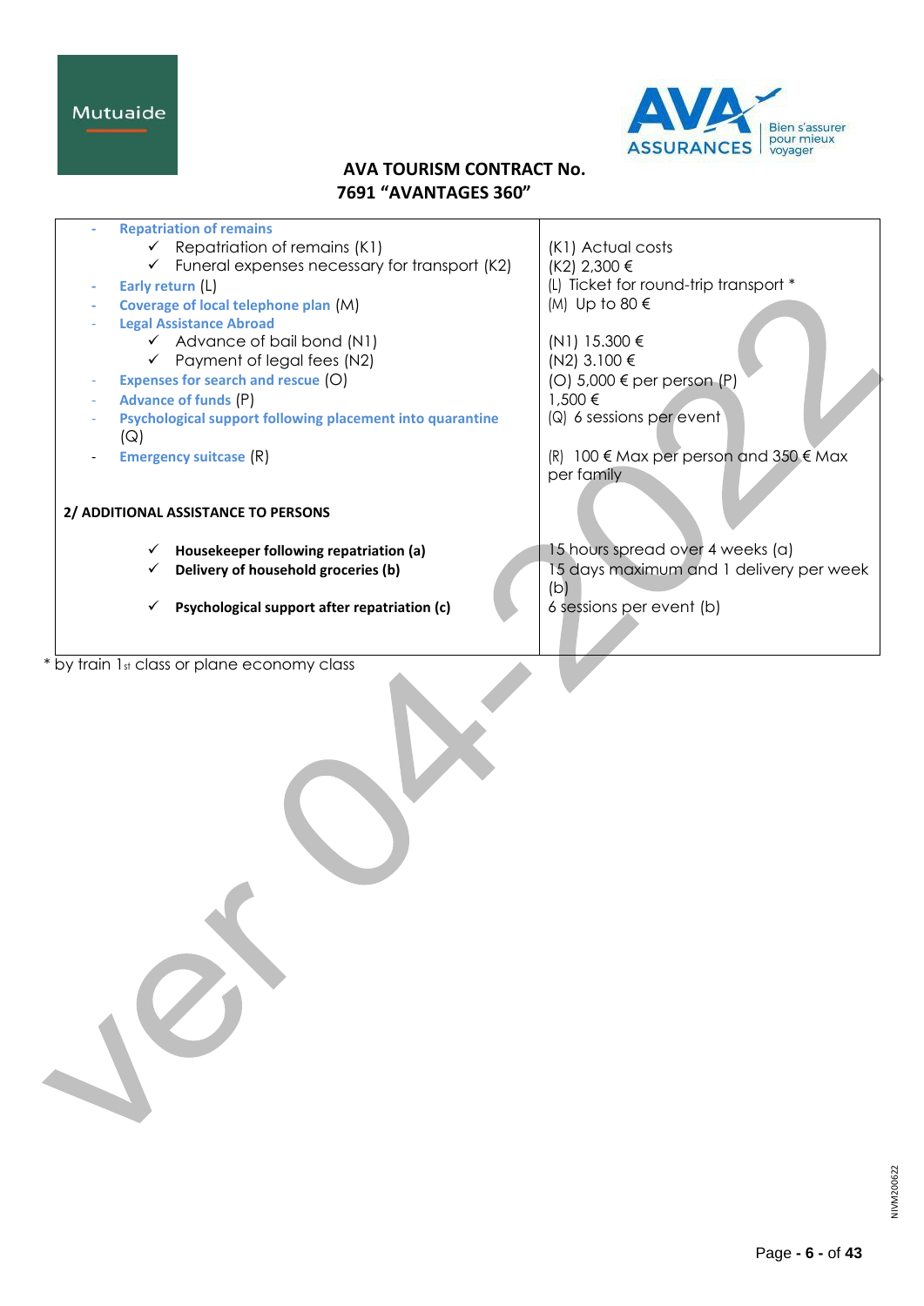## AVA TOURISM CONTRACT No. 7691 "AVANTAGES 360"

| | |
|---|---|
| - **Repatriation of remains**<br>✓ Repatriation of remains (K1)<br>✓ Funeral expenses necessary for transport (K2)<br>- **Early return** (L)<br>- **Coverage of local telephone plan** (M)<br>- **Legal Assistance Abroad**<br>✓ Advance of bail bond (N1)<br>✓ Payment of legal fees (N2)<br>- **Expenses for search and rescue** (O)<br>- **Advance of funds** (P)<br>- **Psychological support following placement into quarantine** (Q)<br>- **Emergency suitcase** (R) | (K1) Actual costs<br>(K2) 2,300 €<br>(L) Ticket for round-trip transport *<br>(M) Up to 80 €<br><br>(N1) 15.300 €<br>(N2) 3.100 €<br>(O) 5,000 € per person (P)<br>1,500 €<br>(Q) 6 sessions per event<br><br>(R) 100 € Max per person and 350 € Max per family |
| **2/ ADDITIONAL ASSISTANCE TO PERSONS** | |
| ✓ **Housekeeper following repatriation (a)**<br>✓ **Delivery of household groceries (b)**<br><br>✓ **Psychological support after repatriation (c)** | 15 hours spread over 4 weeks (a)<br>15 days maximum and 1 delivery per week (b)<br>6 sessions per event (b) |

* by train 1st class or plane economy class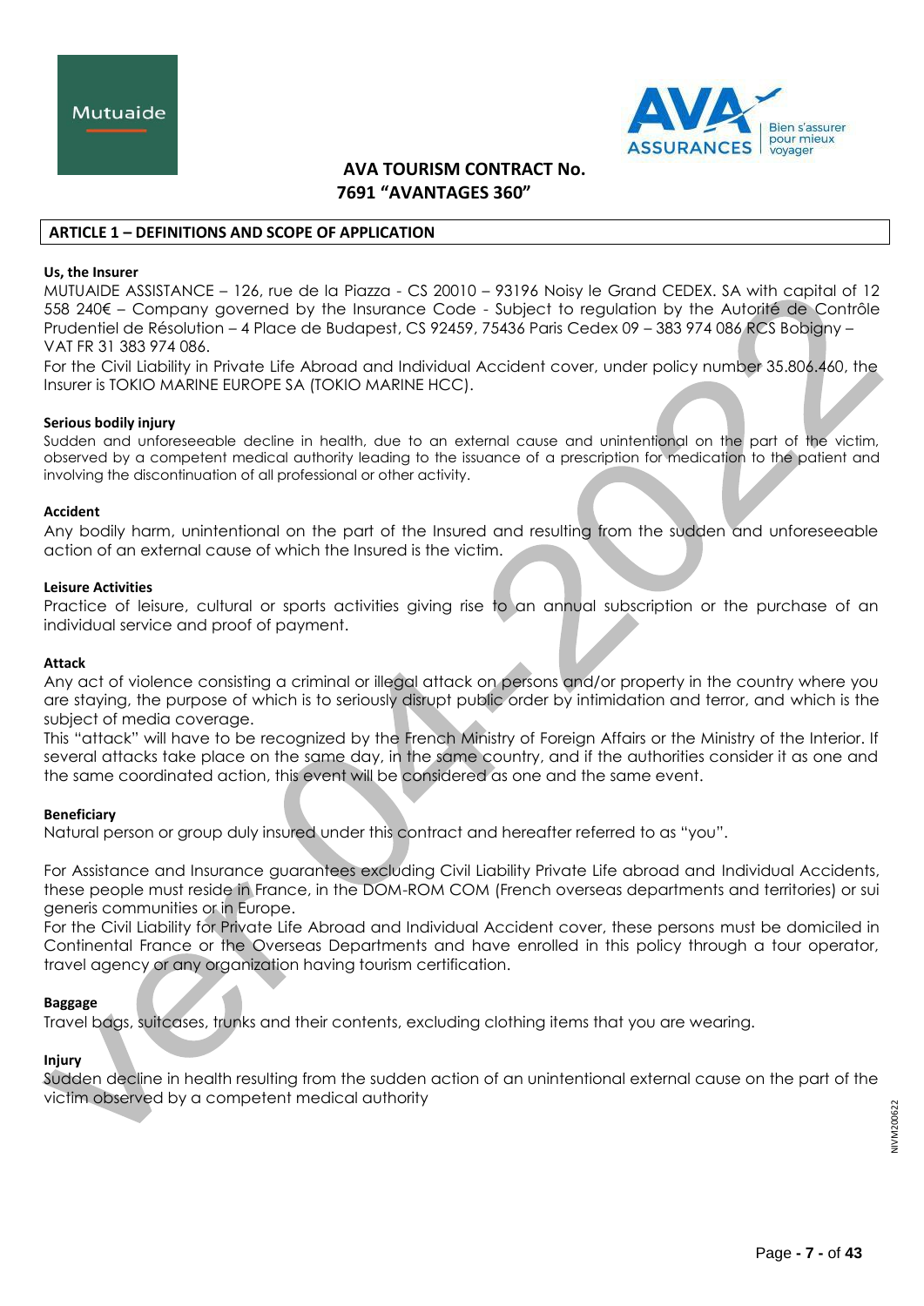# AVA TOURISM CONTRACT No. 7691 "AVANTAGES 360"

## ARTICLE 1 – DEFINITIONS AND SCOPE OF APPLICATION

**Us, the Insurer**

MUTUAIDE ASSISTANCE – 126, rue de la Piazza - CS 20010 – 93196 Noisy le Grand CEDEX. SA with capital of 12 558 240€ – Company governed by the Insurance Code - Subject to regulation by the Autorité de Contrôle Prudentiel de Résolution – 4 Place de Budapest, CS 92459, 75436 Paris Cedex 09 – 383 974 086 RCS Bobigny – VAT FR 31 383 974 086.

For the Civil Liability in Private Life Abroad and Individual Accident cover, under policy number 35.806.460, the Insurer is TOKIO MARINE EUROPE SA (TOKIO MARINE HCC).

**Serious bodily injury**

Sudden and unforeseeable decline in health, due to an external cause and unintentional on the part of the victim, observed by a competent medical authority leading to the issuance of a prescription for medication to the patient and involving the discontinuation of all professional or other activity.

**Accident**

Any bodily harm, unintentional on the part of the Insured and resulting from the sudden and unforeseeable action of an external cause of which the Insured is the victim.

**Leisure Activities**

Practice of leisure, cultural or sports activities giving rise to an annual subscription or the purchase of an individual service and proof of payment.

**Attack**

Any act of violence consisting a criminal or illegal attack on persons and/or property in the country where you are staying, the purpose of which is to seriously disrupt public order by intimidation and terror, and which is the subject of media coverage.

This "attack" will have to be recognized by the French Ministry of Foreign Affairs or the Ministry of the Interior. If several attacks take place on the same day, in the same country, and if the authorities consider it as one and the same coordinated action, this event will be considered as one and the same event.

**Beneficiary**

Natural person or group duly insured under this contract and hereafter referred to as "you".

For Assistance and Insurance guarantees excluding Civil Liability Private Life abroad and Individual Accidents, these people must reside in France, in the DOM-ROM COM (French overseas departments and territories) or sui generis communities or in Europe.

For the Civil Liability for Private Life Abroad and Individual Accident cover, these persons must be domiciled in Continental France or the Overseas Departments and have enrolled in this policy through a tour operator, travel agency or any organization having tourism certification.

**Baggage**

Travel bags, suitcases, trunks and their contents, excluding clothing items that you are wearing.

**Injury**

Sudden decline in health resulting from the sudden action of an unintentional external cause on the part of the victim observed by a competent medical authority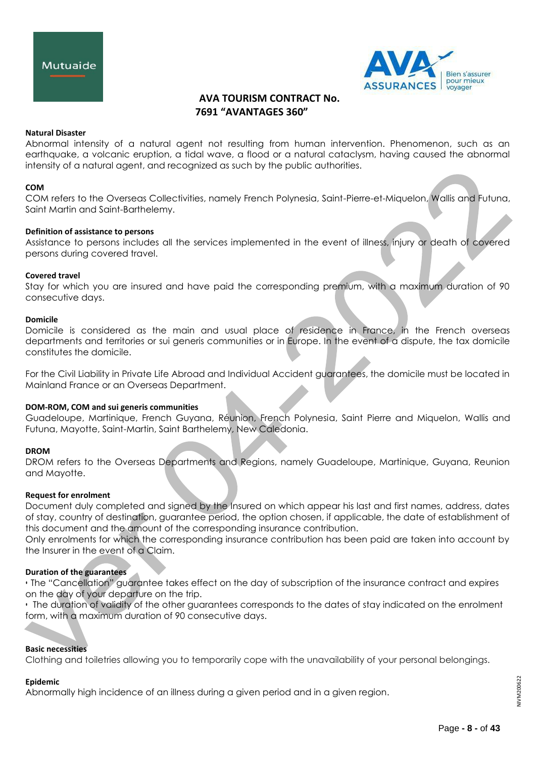**Natural Disaster**

Abnormal intensity of a natural agent not resulting from human intervention. Phenomenon, such as an earthquake, a volcanic eruption, a tidal wave, a flood or a natural cataclysm, having caused the abnormal intensity of a natural agent, and recognized as such by the public authorities.

**COM**

COM refers to the Overseas Collectivities, namely French Polynesia, Saint-Pierre-et-Miquelon, Wallis and Futuna, Saint Martin and Saint-Barthelemy.

**Definition of assistance to persons**

Assistance to persons includes all the services implemented in the event of illness, injury or death of covered persons during covered travel.

**Covered travel**

Stay for which you are insured and have paid the corresponding premium, with a maximum duration of 90 consecutive days.

**Domicile**

Domicile is considered as the main and usual place of residence in France, in the French overseas departments and territories or sui generis communities or in Europe. In the event of a dispute, the tax domicile constitutes the domicile.

For the Civil Liability in Private Life Abroad and Individual Accident guarantees, the domicile must be located in Mainland France or an Overseas Department.

**DOM-ROM, COM and sui generis communities**

Guadeloupe, Martinique, French Guyana, Réunion, French Polynesia, Saint Pierre and Miquelon, Wallis and Futuna, Mayotte, Saint-Martin, Saint Barthelemy, New Caledonia.

**DROM**

DROM refers to the Overseas Departments and Regions, namely Guadeloupe, Martinique, Guyana, Reunion and Mayotte.

**Request for enrolment**

Document duly completed and signed by the Insured on which appear his last and first names, address, dates of stay, country of destination, guarantee period, the option chosen, if applicable, the date of establishment of this document and the amount of the corresponding insurance contribution.

Only enrolments for which the corresponding insurance contribution has been paid are taken into account by the Insurer in the event of a Claim.

**Duration of the guarantees**

- The "Cancellation" guarantee takes effect on the day of subscription of the insurance contract and expires on the day of your departure on the trip.
- The duration of validity of the other guarantees corresponds to the dates of stay indicated on the enrolment form, with a maximum duration of 90 consecutive days.

**Basic necessities**

Clothing and toiletries allowing you to temporarily cope with the unavailability of your personal belongings.

**Epidemic**

Abnormally high incidence of an illness during a given period and in a given region.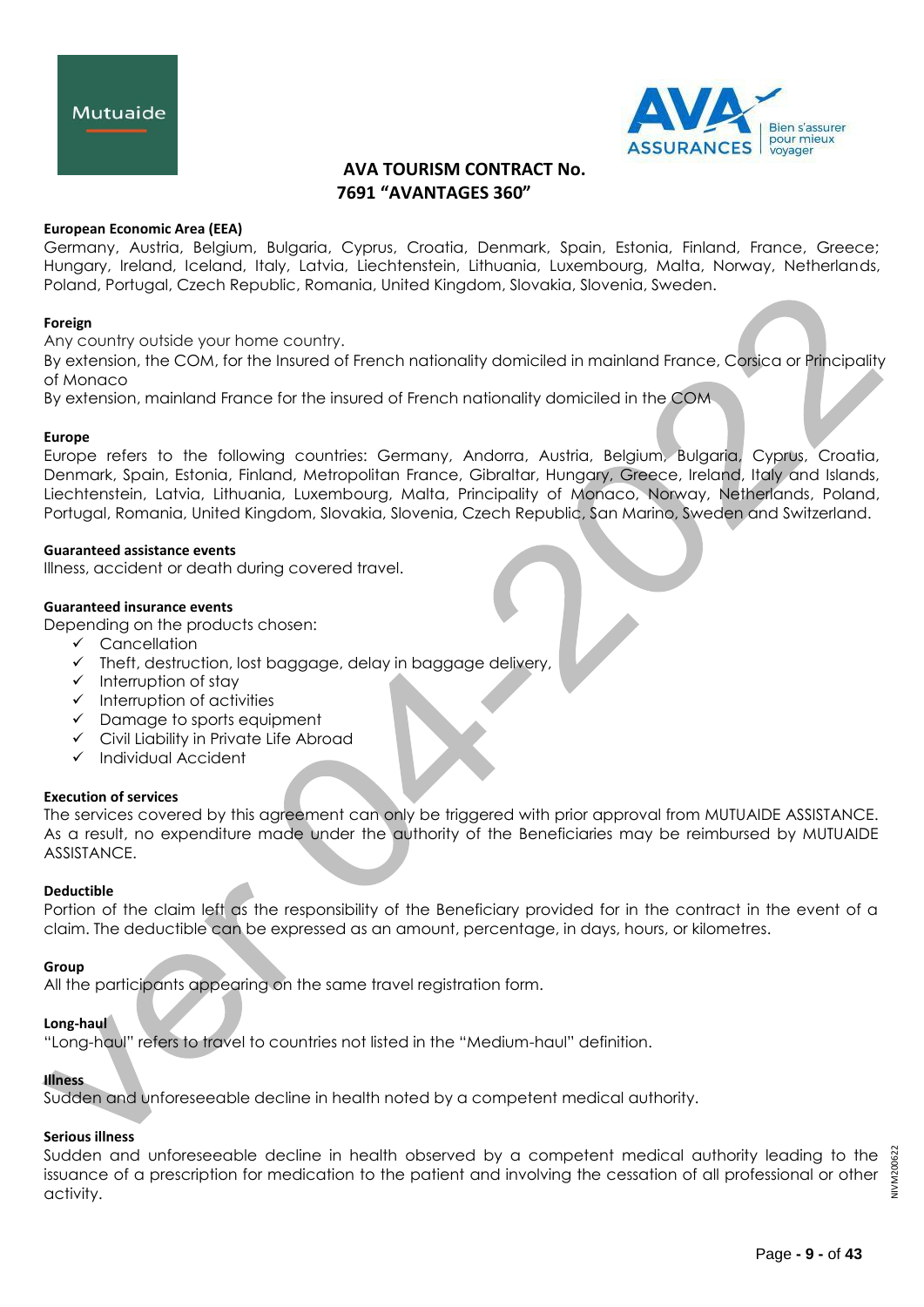**European Economic Area (EEA)**
Germany, Austria, Belgium, Bulgaria, Cyprus, Croatia, Denmark, Spain, Estonia, Finland, France, Greece; Hungary, Ireland, Iceland, Italy, Latvia, Liechtenstein, Lithuania, Luxembourg, Malta, Norway, Netherlands, Poland, Portugal, Czech Republic, Romania, United Kingdom, Slovakia, Slovenia, Sweden.

**Foreign**
Any country outside your home country.
By extension, the COM, for the Insured of French nationality domiciled in mainland France, Corsica or Principality of Monaco
By extension, mainland France for the insured of French nationality domiciled in the COM

**Europe**
Europe refers to the following countries: Germany, Andorra, Austria, Belgium, Bulgaria, Cyprus, Croatia, Denmark, Spain, Estonia, Finland, Metropolitan France, Gibraltar, Hungary, Greece, Ireland, Italy and Islands, Liechtenstein, Latvia, Lithuania, Luxembourg, Malta, Principality of Monaco, Norway, Netherlands, Poland, Portugal, Romania, United Kingdom, Slovakia, Slovenia, Czech Republic, San Marino, Sweden and Switzerland.

**Guaranteed assistance events**
Illness, accident or death during covered travel.

**Guaranteed insurance events**
Depending on the products chosen:
- ✓ Cancellation
- ✓ Theft, destruction, lost baggage, delay in baggage delivery,
- ✓ Interruption of stay
- ✓ Interruption of activities
- ✓ Damage to sports equipment
- ✓ Civil Liability in Private Life Abroad
- ✓ Individual Accident

**Execution of services**
The services covered by this agreement can only be triggered with prior approval from MUTUAIDE ASSISTANCE. As a result, no expenditure made under the authority of the Beneficiaries may be reimbursed by MUTUAIDE ASSISTANCE.

**Deductible**
Portion of the claim left as the responsibility of the Beneficiary provided for in the contract in the event of a claim. The deductible can be expressed as an amount, percentage, in days, hours, or kilometres.

**Group**
All the participants appearing on the same travel registration form.

**Long-haul**
"Long-haul" refers to travel to countries not listed in the "Medium-haul" definition.

**Illness**
Sudden and unforeseeable decline in health noted by a competent medical authority.

**Serious illness**
Sudden and unforeseeable decline in health observed by a competent medical authority leading to the issuance of a prescription for medication to the patient and involving the cessation of all professional or other activity.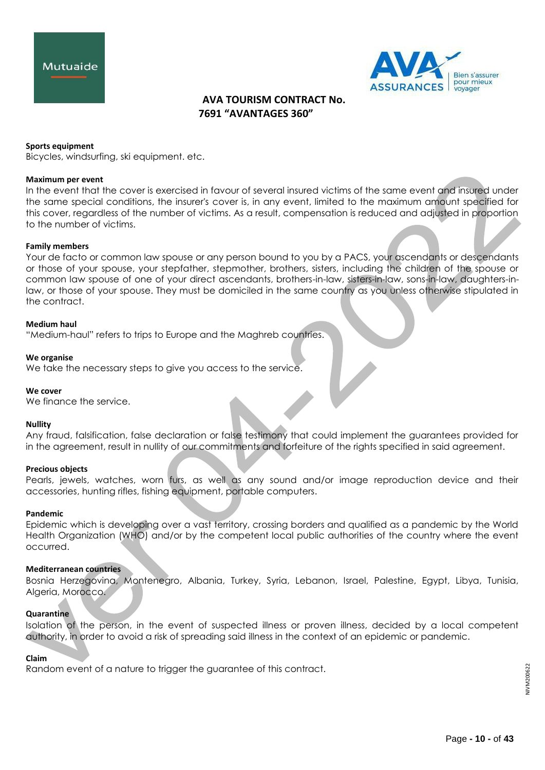**Sports equipment**
Bicycles, windsurfing, ski equipment. etc.

**Maximum per event**
In the event that the cover is exercised in favour of several insured victims of the same event and insured under the same special conditions, the insurer's cover is, in any event, limited to the maximum amount specified for this cover, regardless of the number of victims. As a result, compensation is reduced and adjusted in proportion to the number of victims.

**Family members**
Your de facto or common law spouse or any person bound to you by a PACS, your ascendants or descendants or those of your spouse, your stepfather, stepmother, brothers, sisters, including the children of the spouse or common law spouse of one of your direct ascendants, brothers-in-law, sisters-in-law, sons-in-law, daughters-in-law, or those of your spouse. They must be domiciled in the same country as you unless otherwise stipulated in the contract.

**Medium haul**
"Medium-haul" refers to trips to Europe and the Maghreb countries.

**We organise**
We take the necessary steps to give you access to the service.

**We cover**
We finance the service.

**Nullity**
Any fraud, falsification, false declaration or false testimony that could implement the guarantees provided for in the agreement, result in nullity of our commitments and forfeiture of the rights specified in said agreement.

**Precious objects**
Pearls, jewels, watches, worn furs, as well as any sound and/or image reproduction device and their accessories, hunting rifles, fishing equipment, portable computers.

**Pandemic**
Epidemic which is developing over a vast territory, crossing borders and qualified as a pandemic by the World Health Organization (WHO) and/or by the competent local public authorities of the country where the event occurred.

**Mediterranean countries**
Bosnia Herzegovina, Montenegro, Albania, Turkey, Syria, Lebanon, Israel, Palestine, Egypt, Libya, Tunisia, Algeria, Morocco.

**Quarantine**
Isolation of the person, in the event of suspected illness or proven illness, decided by a local competent authority, in order to avoid a risk of spreading said illness in the context of an epidemic or pandemic.

**Claim**
Random event of a nature to trigger the guarantee of this contract.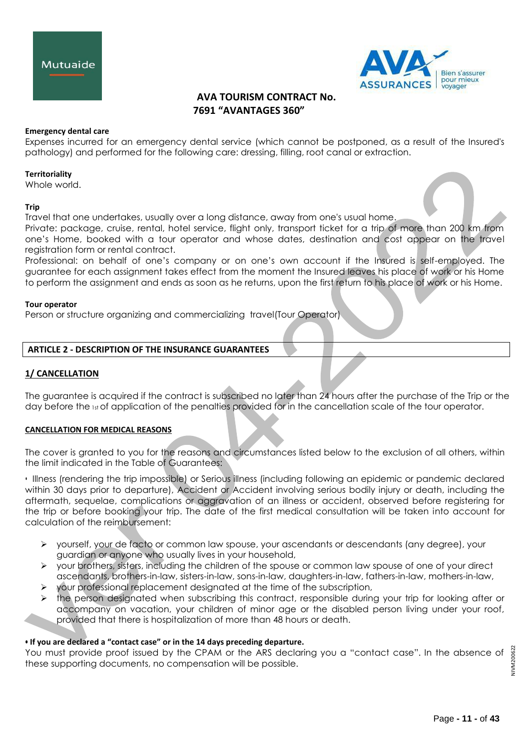# AVA TOURISM CONTRACT No. 7691 "AVANTAGES 360"

**Emergency dental care**
Expenses incurred for an emergency dental service (which cannot be postponed, as a result of the Insured's pathology) and performed for the following care: dressing, filling, root canal or extraction.

**Territoriality**
Whole world.

**Trip**
Travel that one undertakes, usually over a long distance, away from one's usual home.
Private: package, cruise, rental, hotel service, flight only, transport ticket for a trip of more than 200 km from one's Home, booked with a tour operator and whose dates, destination and cost appear on the travel registration form or rental contract.
Professional: on behalf of one's company or on one's own account if the Insured is self-employed. The guarantee for each assignment takes effect from the moment the Insured leaves his place of work or his Home to perform the assignment and ends as soon as he returns, upon the first return to his place of work or his Home.

**Tour operator**
Person or structure organizing and commercializing travel(Tour Operator)

## ARTICLE 2 - DESCRIPTION OF THE INSURANCE GUARANTEES

### 1/ CANCELLATION

The guarantee is acquired if the contract is subscribed no later than 24 hours after the purchase of the Trip or the day before the 1st of application of the penalties provided for in the cancellation scale of the tour operator.

#### CANCELLATION FOR MEDICAL REASONS

The cover is granted to you for the reasons and circumstances listed below to the exclusion of all others, within the limit indicated in the Table of Guarantees:

• Illness (rendering the trip impossible) or Serious illness (including following an epidemic or pandemic declared within 30 days prior to departure), Accident or Accident involving serious bodily injury or death, including the aftermath, sequelae, complications or aggravation of an illness or accident, observed before registering for the trip or before booking your trip. The date of the first medical consultation will be taken into account for calculation of the reimbursement:

- yourself, your de facto or common law spouse, your ascendants or descendants (any degree), your guardian or anyone who usually lives in your household,
- your brothers, sisters, including the children of the spouse or common law spouse of one of your direct ascendants, brothers-in-law, sisters-in-law, sons-in-law, daughters-in-law, fathers-in-law, mothers-in-law,
- your professional replacement designated at the time of the subscription,
- the person designated when subscribing this contract, responsible during your trip for looking after or accompany on vacation, your children of minor age or the disabled person living under your roof, provided that there is hospitalization of more than 48 hours or death.

**• If you are declared a "contact case" or in the 14 days preceding departure.**
You must provide proof issued by the CPAM or the ARS declaring you a "contact case". In the absence of these supporting documents, no compensation will be possible.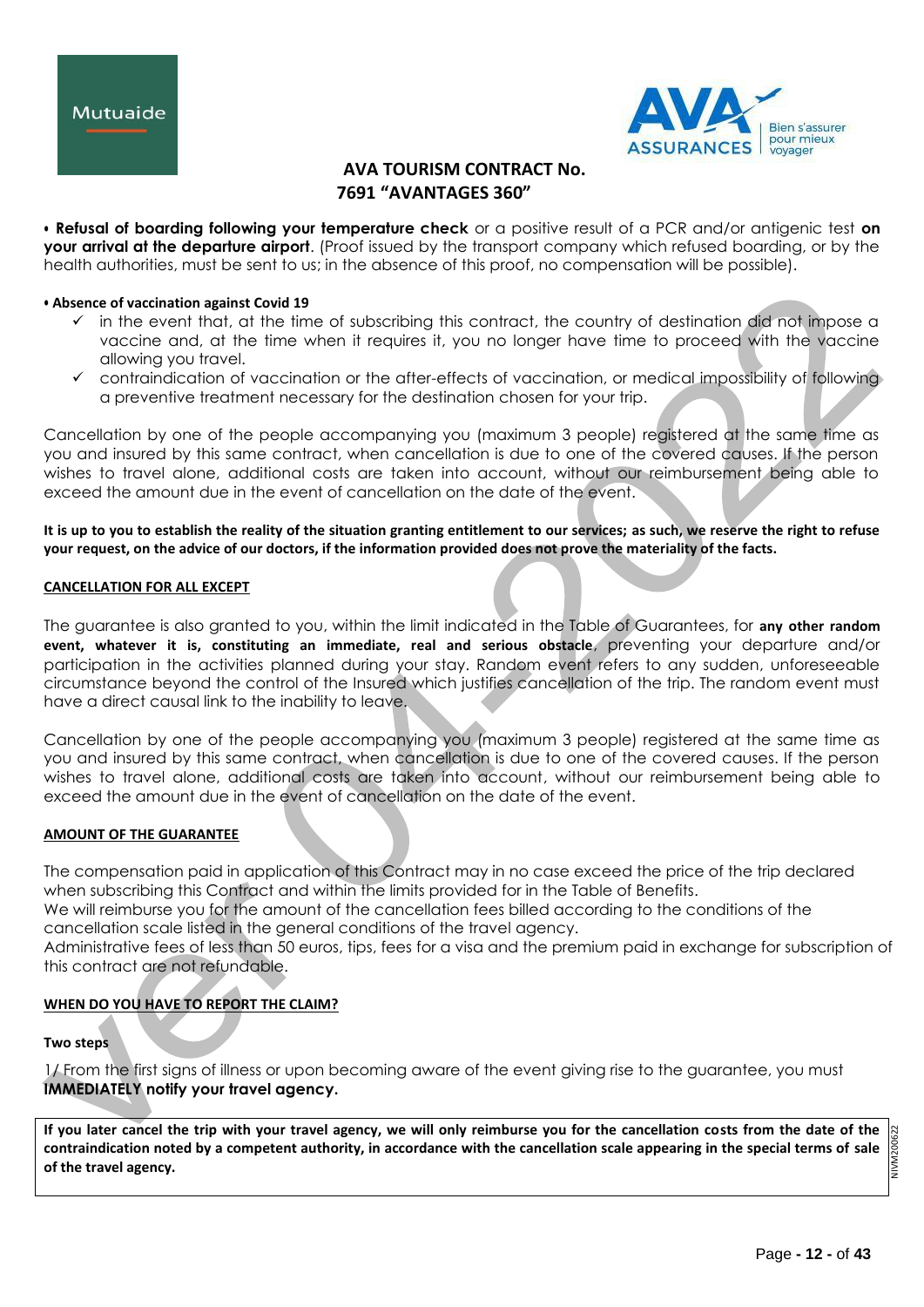**• Refusal of boarding following your temperature check** or a positive result of a PCR and/or antigenic test **on your arrival at the departure airport**. (Proof issued by the transport company which refused boarding, or by the health authorities, must be sent to us; in the absence of this proof, no compensation will be possible).

**• Absence of vaccination against Covid 19**

- ✓ in the event that, at the time of subscribing this contract, the country of destination did not impose a vaccine and, at the time when it requires it, you no longer have time to proceed with the vaccine allowing you travel.
- ✓ contraindication of vaccination or the after-effects of vaccination, or medical impossibility of following a preventive treatment necessary for the destination chosen for your trip.

Cancellation by one of the people accompanying you (maximum 3 people) registered at the same time as you and insured by this same contract, when cancellation is due to one of the covered causes. If the person wishes to travel alone, additional costs are taken into account, without our reimbursement being able to exceed the amount due in the event of cancellation on the date of the event.

**It is up to you to establish the reality of the situation granting entitlement to our services; as such, we reserve the right to refuse your request, on the advice of our doctors, if the information provided does not prove the materiality of the facts.**

**CANCELLATION FOR ALL EXCEPT**

The guarantee is also granted to you, within the limit indicated in the Table of Guarantees, for **any other random event, whatever it is, constituting an immediate, real and serious obstacle**, preventing your departure and/or participation in the activities planned during your stay. Random event refers to any sudden, unforeseeable circumstance beyond the control of the Insured which justifies cancellation of the trip. The random event must have a direct causal link to the inability to leave.

Cancellation by one of the people accompanying you (maximum 3 people) registered at the same time as you and insured by this same contract, when cancellation is due to one of the covered causes. If the person wishes to travel alone, additional costs are taken into account, without our reimbursement being able to exceed the amount due in the event of cancellation on the date of the event.

**AMOUNT OF THE GUARANTEE**

The compensation paid in application of this Contract may in no case exceed the price of the trip declared when subscribing this Contract and within the limits provided for in the Table of Benefits.
We will reimburse you for the amount of the cancellation fees billed according to the conditions of the cancellation scale listed in the general conditions of the travel agency.
Administrative fees of less than 50 euros, tips, fees for a visa and the premium paid in exchange for subscription of this contract are not refundable.

**WHEN DO YOU HAVE TO REPORT THE CLAIM?**

**Two steps**

1/ From the first signs of illness or upon becoming aware of the event giving rise to the guarantee, you must **IMMEDIATELY notify your travel agency.**

**If you later cancel the trip with your travel agency, we will only reimburse you for the cancellation costs from the date of the contraindication noted by a competent authority, in accordance with the cancellation scale appearing in the special terms of sale of the travel agency.**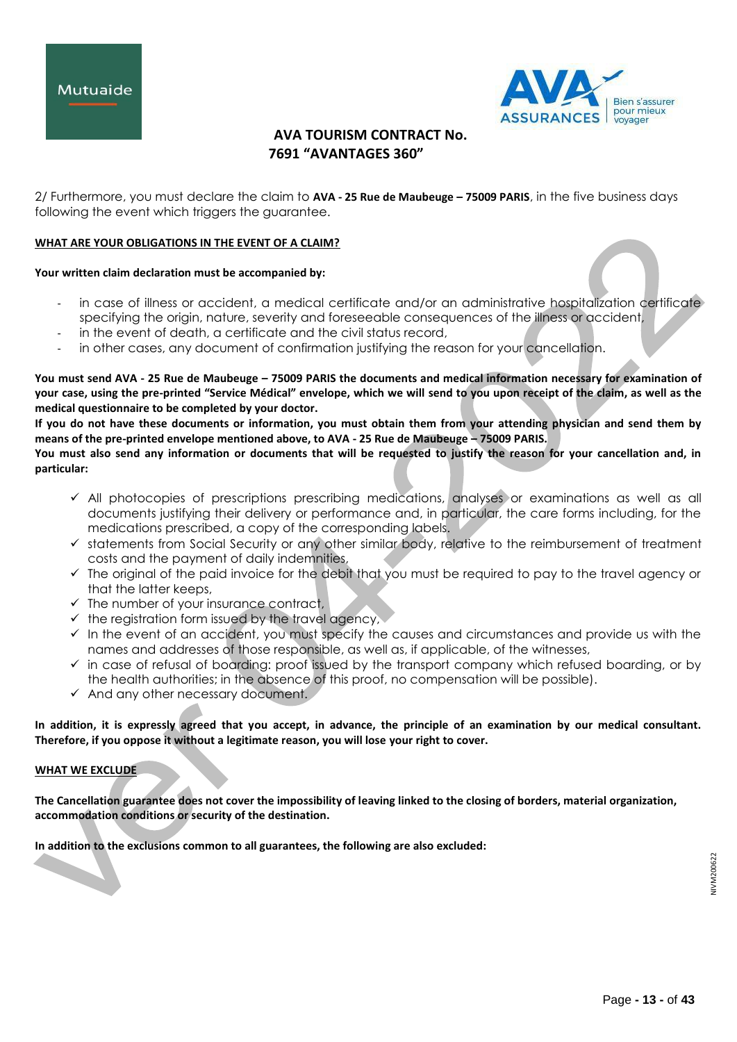2/ Furthermore, you must declare the claim to **AVA - 25 Rue de Maubeuge – 75009 PARIS**, in the five business days following the event which triggers the guarantee.

**WHAT ARE YOUR OBLIGATIONS IN THE EVENT OF A CLAIM?**

**Your written claim declaration must be accompanied by:**

- in case of illness or accident, a medical certificate and/or an administrative hospitalization certificate specifying the origin, nature, severity and foreseeable consequences of the illness or accident,
- in the event of death, a certificate and the civil status record,
- in other cases, any document of confirmation justifying the reason for your cancellation.

**You must send AVA - 25 Rue de Maubeuge – 75009 PARIS the documents and medical information necessary for examination of your case, using the pre-printed "Service Médical" envelope, which we will send to you upon receipt of the claim, as well as the medical questionnaire to be completed by your doctor.**

**If you do not have these documents or information, you must obtain them from your attending physician and send them by means of the pre-printed envelope mentioned above, to AVA - 25 Rue de Maubeuge – 75009 PARIS.**

**You must also send any information or documents that will be requested to justify the reason for your cancellation and, in particular:**

- ✓ All photocopies of prescriptions prescribing medications, analyses or examinations as well as all documents justifying their delivery or performance and, in particular, the care forms including, for the medications prescribed, a copy of the corresponding labels.
- ✓ statements from Social Security or any other similar body, relative to the reimbursement of treatment costs and the payment of daily indemnities,
- ✓ The original of the paid invoice for the debit that you must be required to pay to the travel agency or that the latter keeps,
- ✓ The number of your insurance contract,
- ✓ the registration form issued by the travel agency,
- ✓ In the event of an accident, you must specify the causes and circumstances and provide us with the names and addresses of those responsible, as well as, if applicable, of the witnesses,
- ✓ in case of refusal of boarding: proof issued by the transport company which refused boarding, or by the health authorities; in the absence of this proof, no compensation will be possible).
- ✓ And any other necessary document.

**In addition, it is expressly agreed that you accept, in advance, the principle of an examination by our medical consultant. Therefore, if you oppose it without a legitimate reason, you will lose your right to cover.**

**WHAT WE EXCLUDE**

**The Cancellation guarantee does not cover the impossibility of leaving linked to the closing of borders, material organization, accommodation conditions or security of the destination.**

**In addition to the exclusions common to all guarantees, the following are also excluded:**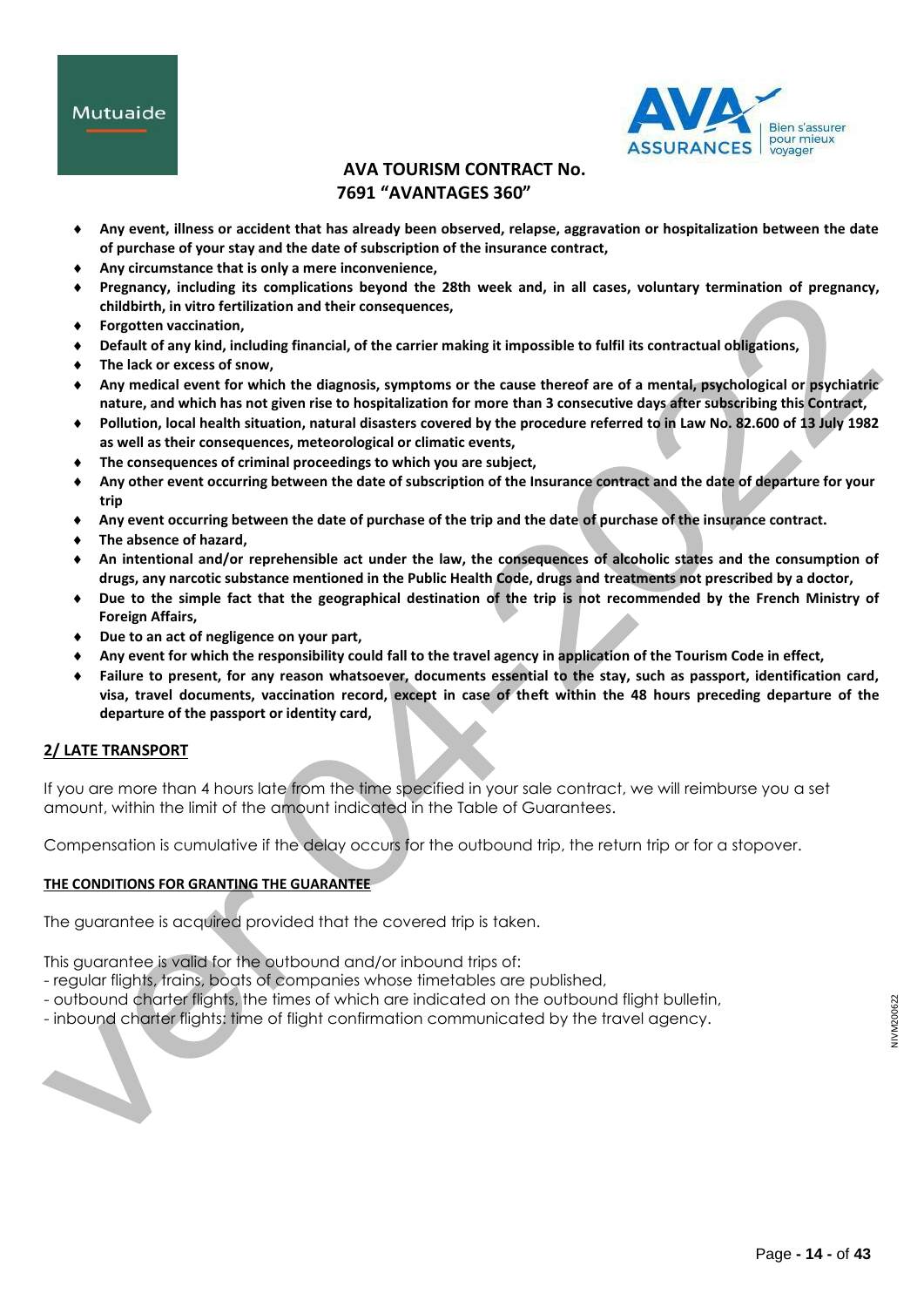- **Any event, illness or accident that has already been observed, relapse, aggravation or hospitalization between the date of purchase of your stay and the date of subscription of the insurance contract,**
- **Any circumstance that is only a mere inconvenience,**
- **Pregnancy, including its complications beyond the 28th week and, in all cases, voluntary termination of pregnancy, childbirth, in vitro fertilization and their consequences,**
- **Forgotten vaccination,**
- **Default of any kind, including financial, of the carrier making it impossible to fulfil its contractual obligations,**
- **The lack or excess of snow,**
- **Any medical event for which the diagnosis, symptoms or the cause thereof are of a mental, psychological or psychiatric nature, and which has not given rise to hospitalization for more than 3 consecutive days after subscribing this Contract,**
- **Pollution, local health situation, natural disasters covered by the procedure referred to in Law No. 82.600 of 13 July 1982 as well as their consequences, meteorological or climatic events,**
- **The consequences of criminal proceedings to which you are subject,**
- **Any other event occurring between the date of subscription of the Insurance contract and the date of departure for your trip**
- **Any event occurring between the date of purchase of the trip and the date of purchase of the insurance contract.**
- **The absence of hazard,**
- **An intentional and/or reprehensible act under the law, the consequences of alcoholic states and the consumption of drugs, any narcotic substance mentioned in the Public Health Code, drugs and treatments not prescribed by a doctor,**
- **Due to the simple fact that the geographical destination of the trip is not recommended by the French Ministry of Foreign Affairs,**
- **Due to an act of negligence on your part,**
- **Any event for which the responsibility could fall to the travel agency in application of the Tourism Code in effect,**
- **Failure to present, for any reason whatsoever, documents essential to the stay, such as passport, identification card, visa, travel documents, vaccination record, except in case of theft within the 48 hours preceding departure of the departure of the passport or identity card,**

## 2/ LATE TRANSPORT

If you are more than 4 hours late from the time specified in your sale contract, we will reimburse you a set amount, within the limit of the amount indicated in the Table of Guarantees.

Compensation is cumulative if the delay occurs for the outbound trip, the return trip or for a stopover.

### THE CONDITIONS FOR GRANTING THE GUARANTEE

The guarantee is acquired provided that the covered trip is taken.

This guarantee is valid for the outbound and/or inbound trips of:
- regular flights, trains, boats of companies whose timetables are published,
- outbound charter flights, the times of which are indicated on the outbound flight bulletin,
- inbound charter flights: time of flight confirmation communicated by the travel agency.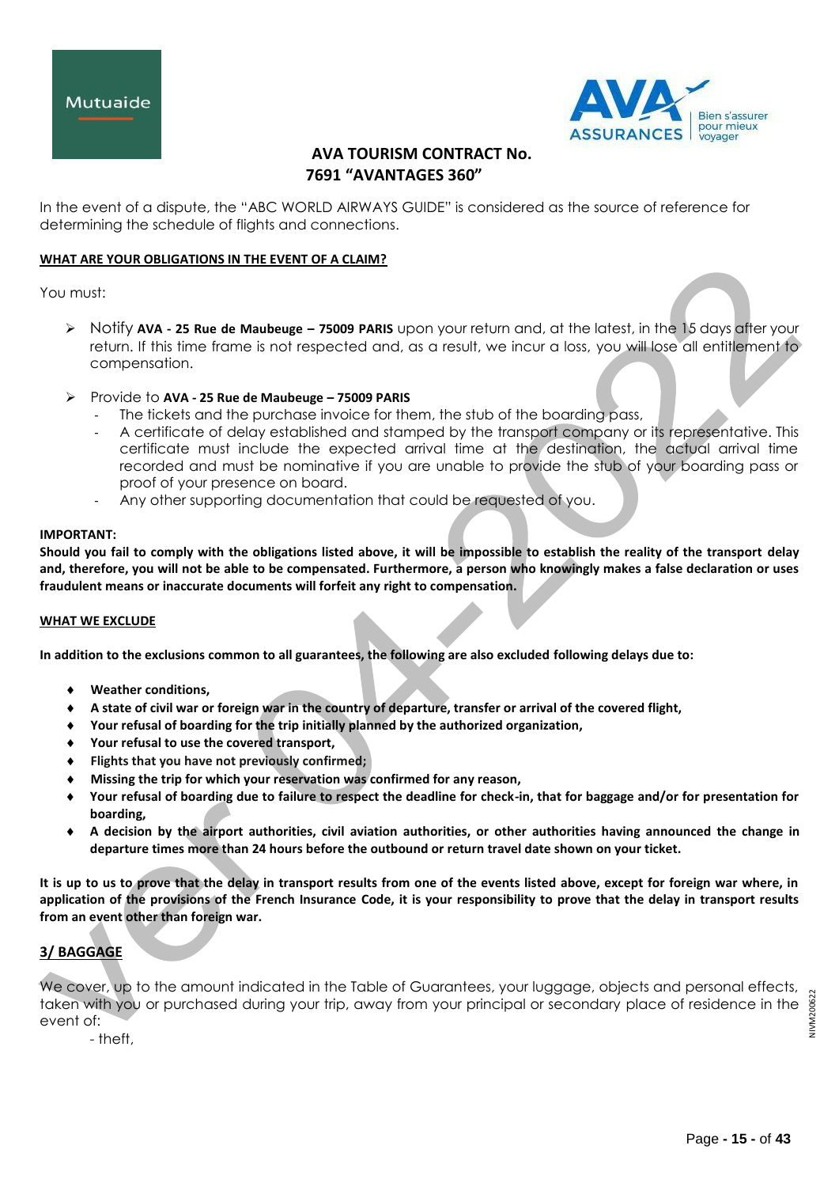In the event of a dispute, the "ABC WORLD AIRWAYS GUIDE" is considered as the source of reference for determining the schedule of flights and connections.

**WHAT ARE YOUR OBLIGATIONS IN THE EVENT OF A CLAIM?**

You must:

- Notify **AVA - 25 Rue de Maubeuge – 75009 PARIS** upon your return and, at the latest, in the 15 days after your return. If this time frame is not respected and, as a result, we incur a loss, you will lose all entitlement to compensation.

- Provide to **AVA - 25 Rue de Maubeuge – 75009 PARIS**
  - The tickets and the purchase invoice for them, the stub of the boarding pass,
  - A certificate of delay established and stamped by the transport company or its representative. This certificate must include the expected arrival time at the destination, the actual arrival time recorded and must be nominative if you are unable to provide the stub of your boarding pass or proof of your presence on board.
  - Any other supporting documentation that could be requested of you.

**IMPORTANT:**
**Should you fail to comply with the obligations listed above, it will be impossible to establish the reality of the transport delay and, therefore, you will not be able to be compensated. Furthermore, a person who knowingly makes a false declaration or uses fraudulent means or inaccurate documents will forfeit any right to compensation.**

**WHAT WE EXCLUDE**

**In addition to the exclusions common to all guarantees, the following are also excluded following delays due to:**

- **Weather conditions,**
- **A state of civil war or foreign war in the country of departure, transfer or arrival of the covered flight,**
- **Your refusal of boarding for the trip initially planned by the authorized organization,**
- **Your refusal to use the covered transport,**
- **Flights that you have not previously confirmed;**
- **Missing the trip for which your reservation was confirmed for any reason,**
- **Your refusal of boarding due to failure to respect the deadline for check-in, that for baggage and/or for presentation for boarding,**
- **A decision by the airport authorities, civil aviation authorities, or other authorities having announced the change in departure times more than 24 hours before the outbound or return travel date shown on your ticket.**

**It is up to us to prove that the delay in transport results from one of the events listed above, except for foreign war where, in application of the provisions of the French Insurance Code, it is your responsibility to prove that the delay in transport results from an event other than foreign war.**

## 3/ BAGGAGE

We cover, up to the amount indicated in the Table of Guarantees, your luggage, objects and personal effects, taken with you or purchased during your trip, away from your principal or secondary place of residence in the event of:

- theft,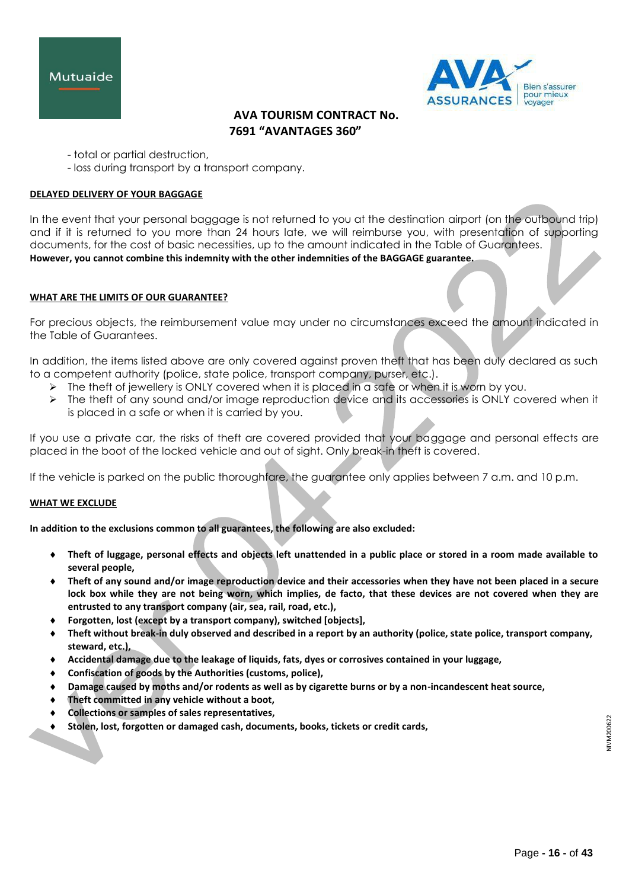- total or partial destruction,
- loss during transport by a transport company.

**DELAYED DELIVERY OF YOUR BAGGAGE**

In the event that your personal baggage is not returned to you at the destination airport (on the outbound trip) and if it is returned to you more than 24 hours late, we will reimburse you, with presentation of supporting documents, for the cost of basic necessities, up to the amount indicated in the Table of Guarantees.
**However, you cannot combine this indemnity with the other indemnities of the BAGGAGE guarantee.**

**WHAT ARE THE LIMITS OF OUR GUARANTEE?**

For precious objects, the reimbursement value may under no circumstances exceed the amount indicated in the Table of Guarantees.

In addition, the items listed above are only covered against proven theft that has been duly declared as such to a competent authority (police, state police, transport company, purser, etc.).

- The theft of jewellery is ONLY covered when it is placed in a safe or when it is worn by you.
- The theft of any sound and/or image reproduction device and its accessories is ONLY covered when it is placed in a safe or when it is carried by you.

If you use a private car, the risks of theft are covered provided that your baggage and personal effects are placed in the boot of the locked vehicle and out of sight. Only break-in theft is covered.

If the vehicle is parked on the public thoroughfare, the guarantee only applies between 7 a.m. and 10 p.m.

**WHAT WE EXCLUDE**

**In addition to the exclusions common to all guarantees, the following are also excluded:**

- **Theft of luggage, personal effects and objects left unattended in a public place or stored in a room made available to several people,**
- **Theft of any sound and/or image reproduction device and their accessories when they have not been placed in a secure lock box while they are not being worn, which implies, de facto, that these devices are not covered when they are entrusted to any transport company (air, sea, rail, road, etc.),**
- **Forgotten, lost (except by a transport company), switched [objects],**
- **Theft without break-in duly observed and described in a report by an authority (police, state police, transport company, steward, etc.),**
- **Accidental damage due to the leakage of liquids, fats, dyes or corrosives contained in your luggage,**
- **Confiscation of goods by the Authorities (customs, police),**
- **Damage caused by moths and/or rodents as well as by cigarette burns or by a non-incandescent heat source,**
- **Theft committed in any vehicle without a boot,**
- **Collections or samples of sales representatives,**
- **Stolen, lost, forgotten or damaged cash, documents, books, tickets or credit cards,**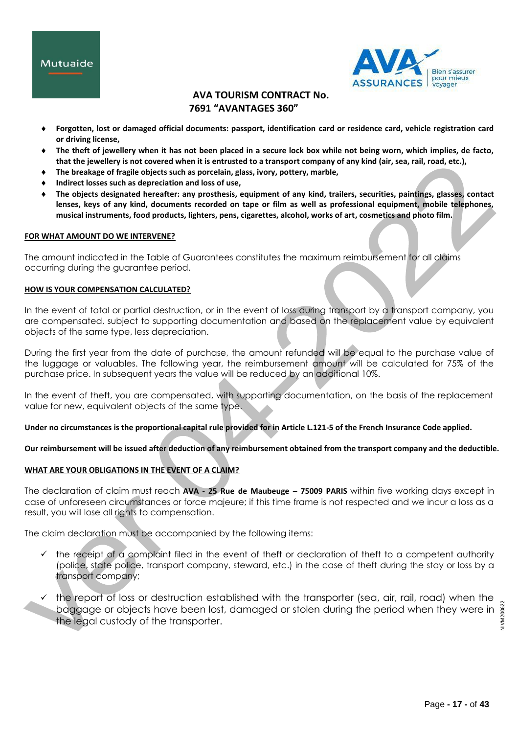- **Forgotten, lost or damaged official documents: passport, identification card or residence card, vehicle registration card or driving license,**
- **The theft of jewellery when it has not been placed in a secure lock box while not being worn, which implies, de facto, that the jewellery is not covered when it is entrusted to a transport company of any kind (air, sea, rail, road, etc.),**
- **The breakage of fragile objects such as porcelain, glass, ivory, pottery, marble,**
- **Indirect losses such as depreciation and loss of use,**
- **The objects designated hereafter: any prosthesis, equipment of any kind, trailers, securities, paintings, glasses, contact lenses, keys of any kind, documents recorded on tape or film as well as professional equipment, mobile telephones, musical instruments, food products, lighters, pens, cigarettes, alcohol, works of art, cosmetics and photo film.**

**FOR WHAT AMOUNT DO WE INTERVENE?**

The amount indicated in the Table of Guarantees constitutes the maximum reimbursement for all claims occurring during the guarantee period.

**HOW IS YOUR COMPENSATION CALCULATED?**

In the event of total or partial destruction, or in the event of loss during transport by a transport company, you are compensated, subject to supporting documentation and based on the replacement value by equivalent objects of the same type, less depreciation.

During the first year from the date of purchase, the amount refunded will be equal to the purchase value of the luggage or valuables. The following year, the reimbursement amount will be calculated for 75% of the purchase price. In subsequent years the value will be reduced by an additional 10%.

In the event of theft, you are compensated, with supporting documentation, on the basis of the replacement value for new, equivalent objects of the same type.

**Under no circumstances is the proportional capital rule provided for in Article L.121-5 of the French Insurance Code applied.**

**Our reimbursement will be issued after deduction of any reimbursement obtained from the transport company and the deductible.**

**WHAT ARE YOUR OBLIGATIONS IN THE EVENT OF A CLAIM?**

The declaration of claim must reach **AVA - 25 Rue de Maubeuge – 75009 PARIS** within five working days except in case of unforeseen circumstances or force majeure; if this time frame is not respected and we incur a loss as a result, you will lose all rights to compensation.

The claim declaration must be accompanied by the following items:

- ✓ the receipt of a complaint filed in the event of theft or declaration of theft to a competent authority (police, state police, transport company, steward, etc.) in the case of theft during the stay or loss by a transport company;
- ✓ the report of loss or destruction established with the transporter (sea, air, rail, road) when the baggage or objects have been lost, damaged or stolen during the period when they were in the legal custody of the transporter.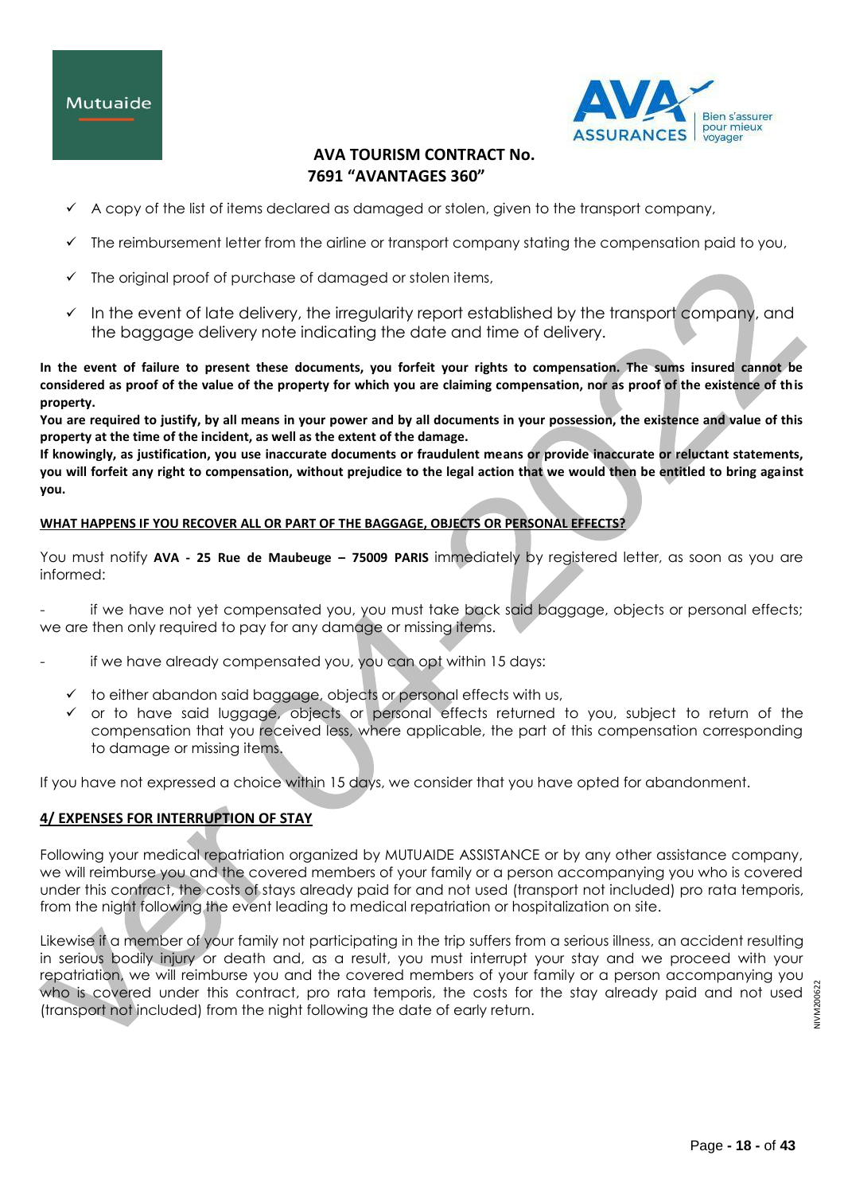- ✓ A copy of the list of items declared as damaged or stolen, given to the transport company,
- ✓ The reimbursement letter from the airline or transport company stating the compensation paid to you,
- ✓ The original proof of purchase of damaged or stolen items,
- ✓ In the event of late delivery, the irregularity report established by the transport company, and the baggage delivery note indicating the date and time of delivery.

**In the event of failure to present these documents, you forfeit your rights to compensation. The sums insured cannot be considered as proof of the value of the property for which you are claiming compensation, nor as proof of the existence of this property.**

**You are required to justify, by all means in your power and by all documents in your possession, the existence and value of this property at the time of the incident, as well as the extent of the damage.**

**If knowingly, as justification, you use inaccurate documents or fraudulent means or provide inaccurate or reluctant statements, you will forfeit any right to compensation, without prejudice to the legal action that we would then be entitled to bring against you.**

**WHAT HAPPENS IF YOU RECOVER ALL OR PART OF THE BAGGAGE, OBJECTS OR PERSONAL EFFECTS?**

You must notify **AVA - 25 Rue de Maubeuge – 75009 PARIS** immediately by registered letter, as soon as you are informed:

- if we have not yet compensated you, you must take back said baggage, objects or personal effects; we are then only required to pay for any damage or missing items.
- if we have already compensated you, you can opt within 15 days:
  - ✓ to either abandon said baggage, objects or personal effects with us,
  - ✓ or to have said luggage, objects or personal effects returned to you, subject to return of the compensation that you received less, where applicable, the part of this compensation corresponding to damage or missing items.

If you have not expressed a choice within 15 days, we consider that you have opted for abandonment.

## 4/ EXPENSES FOR INTERRUPTION OF STAY

Following your medical repatriation organized by MUTUAIDE ASSISTANCE or by any other assistance company, we will reimburse you and the covered members of your family or a person accompanying you who is covered under this contract, the costs of stays already paid for and not used (transport not included) pro rata temporis, from the night following the event leading to medical repatriation or hospitalization on site.

Likewise if a member of your family not participating in the trip suffers from a serious illness, an accident resulting in serious bodily injury or death and, as a result, you must interrupt your stay and we proceed with your repatriation, we will reimburse you and the covered members of your family or a person accompanying you who is covered under this contract, pro rata temporis, the costs for the stay already paid and not used (transport not included) from the night following the date of early return.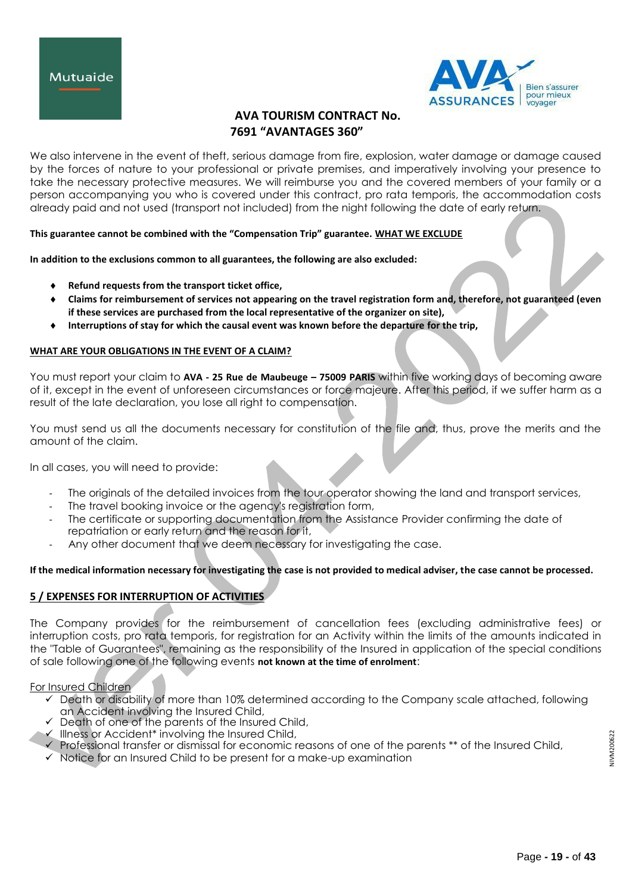We also intervene in the event of theft, serious damage from fire, explosion, water damage or damage caused by the forces of nature to your professional or private premises, and imperatively involving your presence to take the necessary protective measures. We will reimburse you and the covered members of your family or a person accompanying you who is covered under this contract, pro rata temporis, the accommodation costs already paid and not used (transport not included) from the night following the date of early return.

**This guarantee cannot be combined with the "Compensation Trip" guarantee.** **WHAT WE EXCLUDE**

**In addition to the exclusions common to all guarantees, the following are also excluded:**

- **Refund requests from the transport ticket office,**
- **Claims for reimbursement of services not appearing on the travel registration form and, therefore, not guaranteed (even if these services are purchased from the local representative of the organizer on site),**
- **Interruptions of stay for which the causal event was known before the departure for the trip,**

**WHAT ARE YOUR OBLIGATIONS IN THE EVENT OF A CLAIM?**

You must report your claim to **AVA - 25 Rue de Maubeuge – 75009 PARIS** within five working days of becoming aware of it, except in the event of unforeseen circumstances or force majeure. After this period, if we suffer harm as a result of the late declaration, you lose all right to compensation.

You must send us all the documents necessary for constitution of the file and, thus, prove the merits and the amount of the claim.

In all cases, you will need to provide:

- The originals of the detailed invoices from the tour operator showing the land and transport services,
- The travel booking invoice or the agency's registration form,
- The certificate or supporting documentation from the Assistance Provider confirming the date of repatriation or early return and the reason for it,
- Any other document that we deem necessary for investigating the case.

**If the medical information necessary for investigating the case is not provided to medical adviser, the case cannot be processed.**

## 5 / EXPENSES FOR INTERRUPTION OF ACTIVITIES

The Company provides for the reimbursement of cancellation fees (excluding administrative fees) or interruption costs, pro rata temporis, for registration for an Activity within the limits of the amounts indicated in the "Table of Guarantees", remaining as the responsibility of the Insured in application of the special conditions of sale following one of the following events **not known at the time of enrolment**:

For Insured Children

- ✓ Death or disability of more than 10% determined according to the Company scale attached, following an Accident involving the Insured Child,
- ✓ Death of one of the parents of the Insured Child,
- ✓ Illness or Accident* involving the Insured Child,
- ✓ Professional transfer or dismissal for economic reasons of one of the parents ** of the Insured Child,
- ✓ Notice for an Insured Child to be present for a make-up examination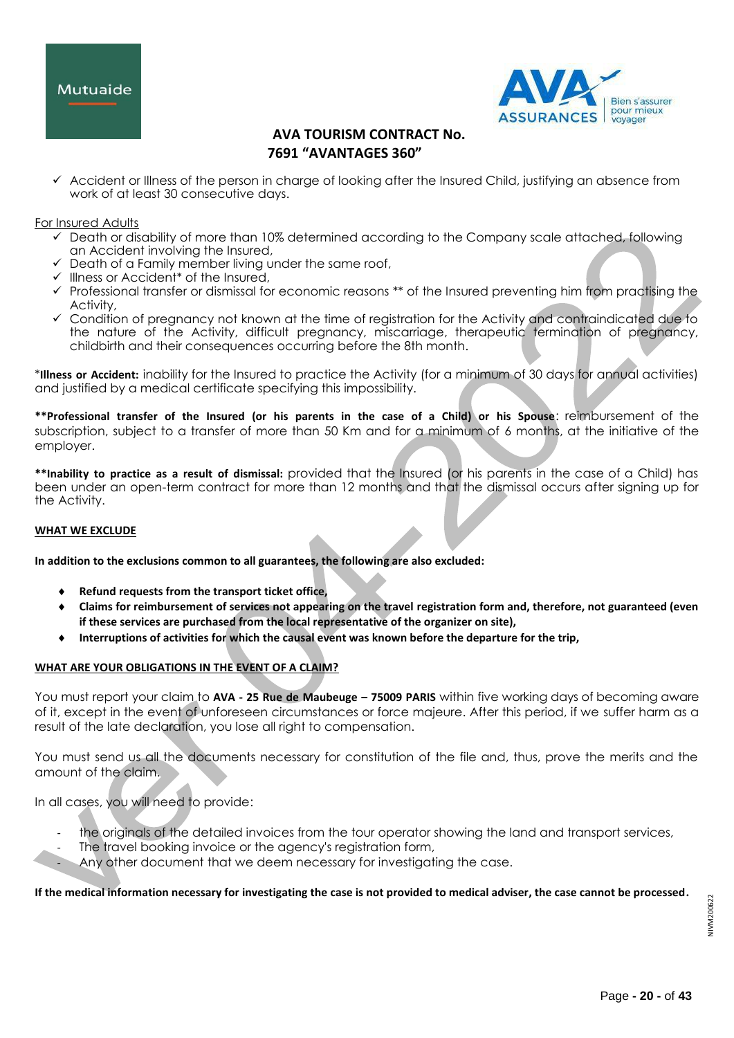- ✓ Accident or Illness of the person in charge of looking after the Insured Child, justifying an absence from work of at least 30 consecutive days.

For Insured Adults

- ✓ Death or disability of more than 10% determined according to the Company scale attached, following an Accident involving the Insured,
- ✓ Death of a Family member living under the same roof,
- ✓ Illness or Accident* of the Insured,
- ✓ Professional transfer or dismissal for economic reasons ** of the Insured preventing him from practising the Activity,
- ✓ Condition of pregnancy not known at the time of registration for the Activity and contraindicated due to the nature of the Activity, difficult pregnancy, miscarriage, therapeutic termination of pregnancy, childbirth and their consequences occurring before the 8th month.

***Illness or Accident:** inability for the Insured to practice the Activity (for a minimum of 30 days for annual activities) and justified by a medical certificate specifying this impossibility.

****Professional transfer of the Insured (or his parents in the case of a Child) or his Spouse**: reimbursement of the subscription, subject to a transfer of more than 50 Km and for a minimum of 6 months, at the initiative of the employer.

****Inability to practice as a result of dismissal:** provided that the Insured (or his parents in the case of a Child) has been under an open-term contract for more than 12 months and that the dismissal occurs after signing up for the Activity.

**WHAT WE EXCLUDE**

**In addition to the exclusions common to all guarantees, the following are also excluded:**

- **Refund requests from the transport ticket office,**
- **Claims for reimbursement of services not appearing on the travel registration form and, therefore, not guaranteed (even if these services are purchased from the local representative of the organizer on site),**
- **Interruptions of activities for which the causal event was known before the departure for the trip,**

**WHAT ARE YOUR OBLIGATIONS IN THE EVENT OF A CLAIM?**

You must report your claim to **AVA - 25 Rue de Maubeuge – 75009 PARIS** within five working days of becoming aware of it, except in the event of unforeseen circumstances or force majeure. After this period, if we suffer harm as a result of the late declaration, you lose all right to compensation.

You must send us all the documents necessary for constitution of the file and, thus, prove the merits and the amount of the claim.

In all cases, you will need to provide:

- the originals of the detailed invoices from the tour operator showing the land and transport services,
- The travel booking invoice or the agency's registration form,
- Any other document that we deem necessary for investigating the case.

**If the medical information necessary for investigating the case is not provided to medical adviser, the case cannot be processed.**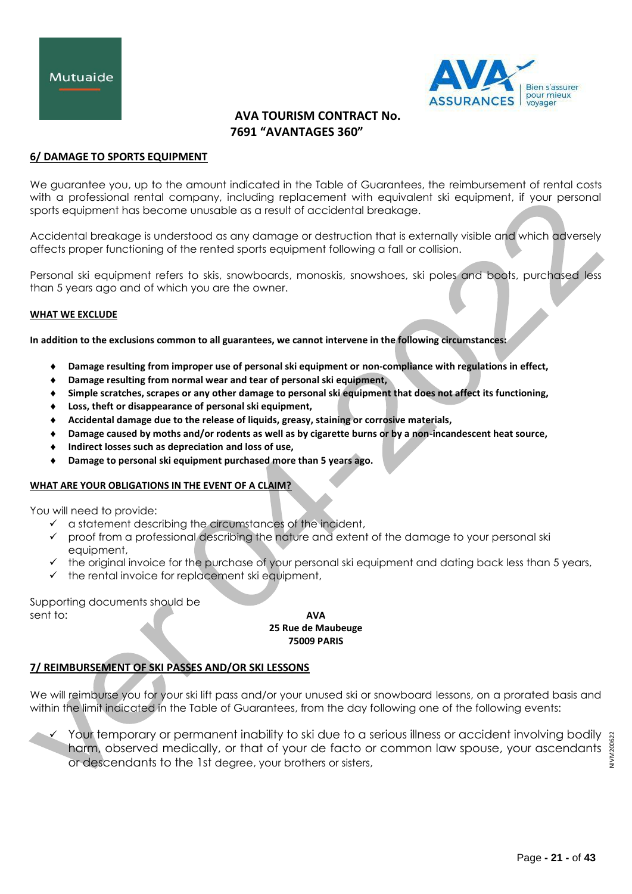# AVA TOURISM CONTRACT No. 7691 "AVANTAGES 360"

## 6/ DAMAGE TO SPORTS EQUIPMENT

We guarantee you, up to the amount indicated in the Table of Guarantees, the reimbursement of rental costs with a professional rental company, including replacement with equivalent ski equipment, if your personal sports equipment has become unusable as a result of accidental breakage.

Accidental breakage is understood as any damage or destruction that is externally visible and which adversely affects proper functioning of the rented sports equipment following a fall or collision.

Personal ski equipment refers to skis, snowboards, monoskis, snowshoes, ski poles and boots, purchased less than 5 years ago and of which you are the owner.

### WHAT WE EXCLUDE

**In addition to the exclusions common to all guarantees, we cannot intervene in the following circumstances:**

- **Damage resulting from improper use of personal ski equipment or non-compliance with regulations in effect,**
- **Damage resulting from normal wear and tear of personal ski equipment,**
- **Simple scratches, scrapes or any other damage to personal ski equipment that does not affect its functioning,**
- **Loss, theft or disappearance of personal ski equipment,**
- **Accidental damage due to the release of liquids, greasy, staining or corrosive materials,**
- **Damage caused by moths and/or rodents as well as by cigarette burns or by a non-incandescent heat source,**
- **Indirect losses such as depreciation and loss of use,**
- **Damage to personal ski equipment purchased more than 5 years ago.**

### WHAT ARE YOUR OBLIGATIONS IN THE EVENT OF A CLAIM?

You will need to provide:

- ✓ a statement describing the circumstances of the incident,
- ✓ proof from a professional describing the nature and extent of the damage to your personal ski equipment,
- ✓ the original invoice for the purchase of your personal ski equipment and dating back less than 5 years,
- ✓ the rental invoice for replacement ski equipment,

Supporting documents should be sent to:

**AVA**
**25 Rue de Maubeuge**
**75009 PARIS**

## 7/ REIMBURSEMENT OF SKI PASSES AND/OR SKI LESSONS

We will reimburse you for your ski lift pass and/or your unused ski or snowboard lessons, on a prorated basis and within the limit indicated in the Table of Guarantees, from the day following one of the following events:

- ✓ Your temporary or permanent inability to ski due to a serious illness or accident involving bodily harm, observed medically, or that of your de facto or common law spouse, your ascendants or descendants to the 1st degree, your brothers or sisters,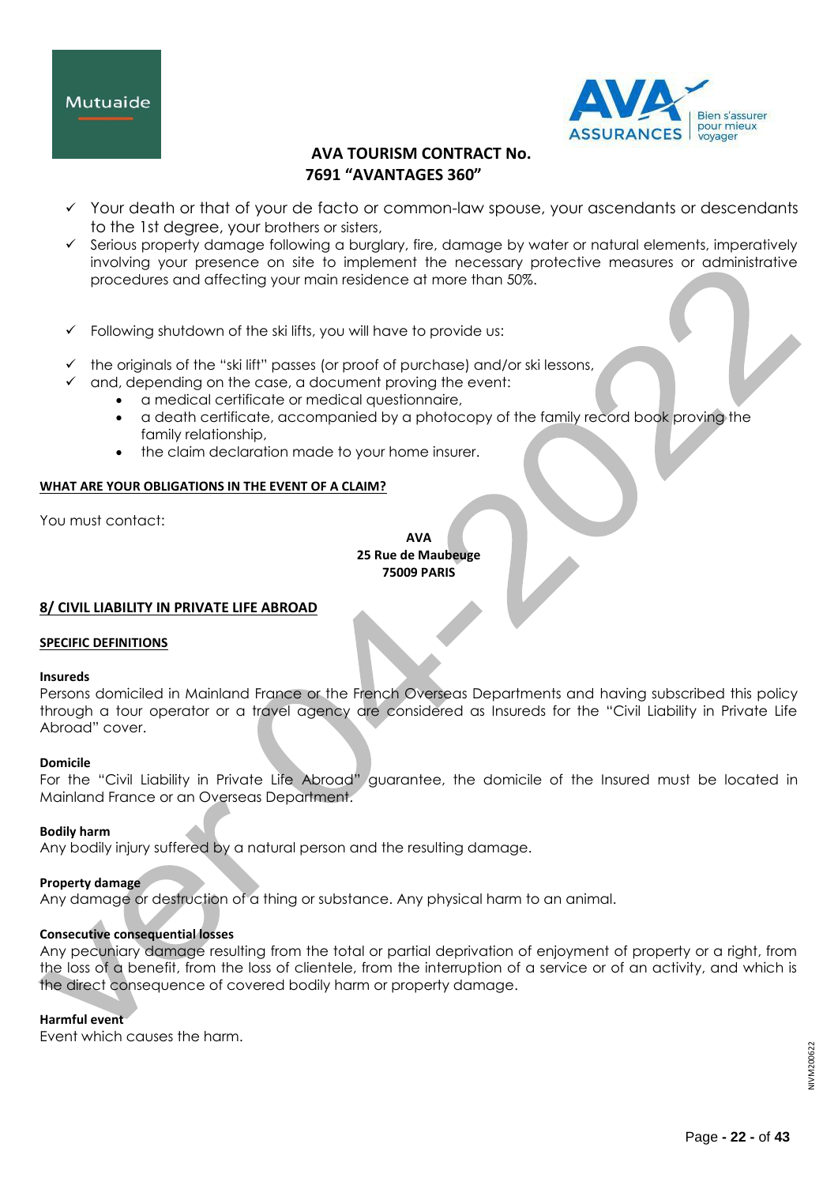- ✓ Your death or that of your de facto or common-law spouse, your ascendants or descendants to the 1st degree, your brothers or sisters,
- ✓ Serious property damage following a burglary, fire, damage by water or natural elements, imperatively involving your presence on site to implement the necessary protective measures or administrative procedures and affecting your main residence at more than 50%.

- ✓ Following shutdown of the ski lifts, you will have to provide us:

- ✓ the originals of the "ski lift" passes (or proof of purchase) and/or ski lessons,
- ✓ and, depending on the case, a document proving the event:
  - a medical certificate or medical questionnaire,
  - a death certificate, accompanied by a photocopy of the family record book proving the family relationship,
  - the claim declaration made to your home insurer.

**WHAT ARE YOUR OBLIGATIONS IN THE EVENT OF A CLAIM?**

You must contact:

**AVA**
**25 Rue de Maubeuge**
**75009 PARIS**

## 8/ CIVIL LIABILITY IN PRIVATE LIFE ABROAD

**SPECIFIC DEFINITIONS**

**Insureds**
Persons domiciled in Mainland France or the French Overseas Departments and having subscribed this policy through a tour operator or a travel agency are considered as Insureds for the "Civil Liability in Private Life Abroad" cover.

**Domicile**
For the "Civil Liability in Private Life Abroad" guarantee, the domicile of the Insured must be located in Mainland France or an Overseas Department.

**Bodily harm**
Any bodily injury suffered by a natural person and the resulting damage.

**Property damage**
Any damage or destruction of a thing or substance. Any physical harm to an animal.

**Consecutive consequential losses**
Any pecuniary damage resulting from the total or partial deprivation of enjoyment of property or a right, from the loss of a benefit, from the loss of clientele, from the interruption of a service or of an activity, and which is the direct consequence of covered bodily harm or property damage.

**Harmful event**
Event which causes the harm.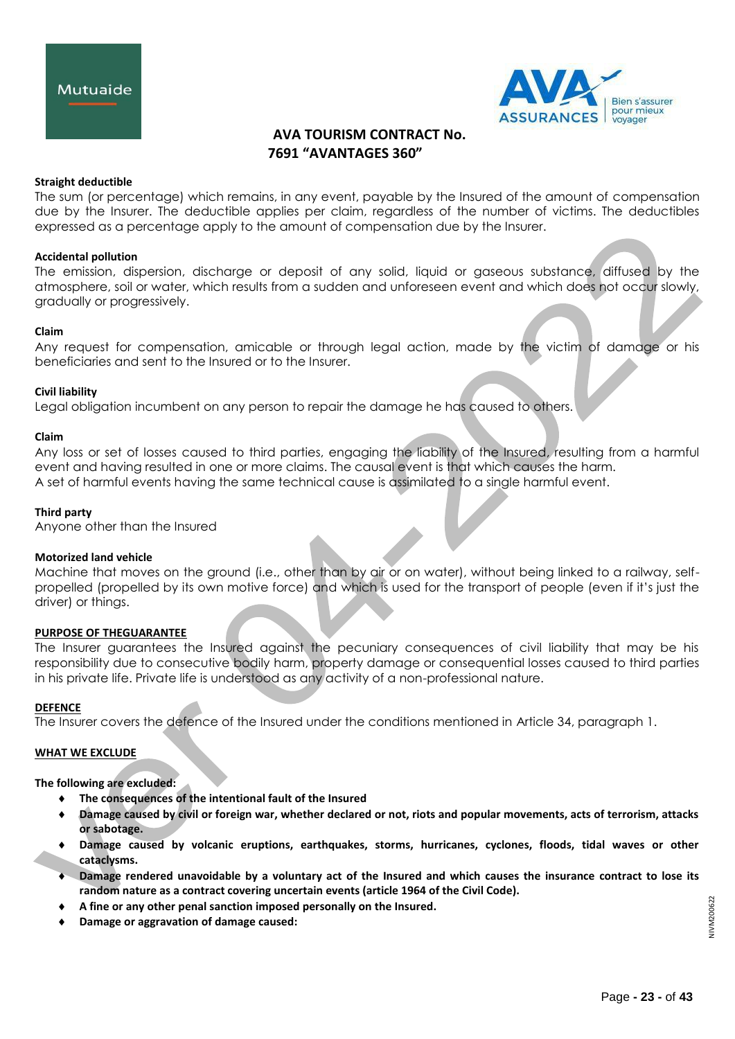**Straight deductible**
The sum (or percentage) which remains, in any event, payable by the Insured of the amount of compensation due by the Insurer. The deductible applies per claim, regardless of the number of victims. The deductibles expressed as a percentage apply to the amount of compensation due by the Insurer.

**Accidental pollution**
The emission, dispersion, discharge or deposit of any solid, liquid or gaseous substance, diffused by the atmosphere, soil or water, which results from a sudden and unforeseen event and which does not occur slowly, gradually or progressively.

**Claim**
Any request for compensation, amicable or through legal action, made by the victim of damage or his beneficiaries and sent to the Insured or to the Insurer.

**Civil liability**
Legal obligation incumbent on any person to repair the damage he has caused to others.

**Claim**
Any loss or set of losses caused to third parties, engaging the liability of the Insured, resulting from a harmful event and having resulted in one or more claims. The causal event is that which causes the harm.
A set of harmful events having the same technical cause is assimilated to a single harmful event.

**Third party**
Anyone other than the Insured

**Motorized land vehicle**
Machine that moves on the ground (i.e., other than by air or on water), without being linked to a railway, self-propelled (propelled by its own motive force) and which is used for the transport of people (even if it's just the driver) or things.

**PURPOSE OF THEGUARANTEE**
The Insurer guarantees the Insured against the pecuniary consequences of civil liability that may be his responsibility due to consecutive bodily harm, property damage or consequential losses caused to third parties in his private life. Private life is understood as any activity of a non-professional nature.

**DEFENCE**
The Insurer covers the defence of the Insured under the conditions mentioned in Article 34, paragraph 1.

**WHAT WE EXCLUDE**

**The following are excluded:**

- **The consequences of the intentional fault of the Insured**
- **Damage caused by civil or foreign war, whether declared or not, riots and popular movements, acts of terrorism, attacks or sabotage.**
- **Damage caused by volcanic eruptions, earthquakes, storms, hurricanes, cyclones, floods, tidal waves or other cataclysms.**
- **Damage rendered unavoidable by a voluntary act of the Insured and which causes the insurance contract to lose its random nature as a contract covering uncertain events (article 1964 of the Civil Code).**
- **A fine or any other penal sanction imposed personally on the Insured.**
- **Damage or aggravation of damage caused:**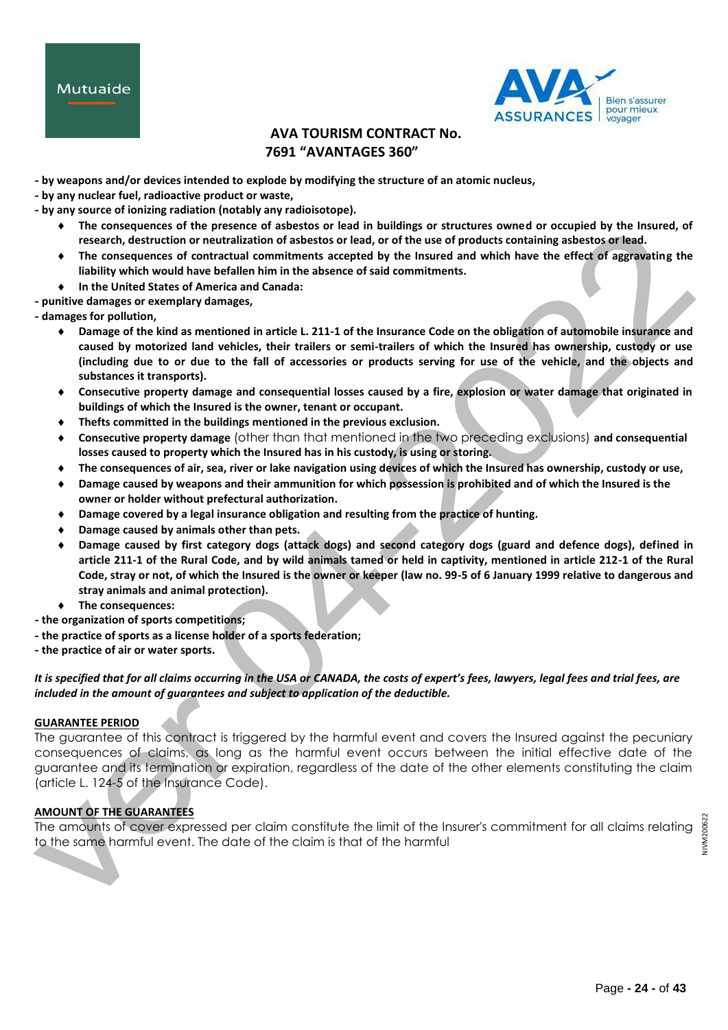**- by weapons and/or devices intended to explode by modifying the structure of an atomic nucleus,**
**- by any nuclear fuel, radioactive product or waste,**
**- by any source of ionizing radiation (notably any radioisotope).**

- **The consequences of the presence of asbestos or lead in buildings or structures owned or occupied by the Insured, of research, destruction or neutralization of asbestos or lead, or of the use of products containing asbestos or lead.**
- **The consequences of contractual commitments accepted by the Insured and which have the effect of aggravating the liability which would have befallen him in the absence of said commitments.**
- **In the United States of America and Canada:**

**- punitive damages or exemplary damages,**
**- damages for pollution,**

- **Damage of the kind as mentioned in article L. 211-1 of the Insurance Code on the obligation of automobile insurance and caused by motorized land vehicles, their trailers or semi-trailers of which the Insured has ownership, custody or use (including due to or due to the fall of accessories or products serving for use of the vehicle, and the objects and substances it transports).**
- **Consecutive property damage and consequential losses caused by a fire, explosion or water damage that originated in buildings of which the Insured is the owner, tenant or occupant.**
- **Thefts committed in the buildings mentioned in the previous exclusion.**
- **Consecutive property damage** (other than that mentioned in the two preceding exclusions) **and consequential losses caused to property which the Insured has in his custody, is using or storing.**
- **The consequences of air, sea, river or lake navigation using devices of which the Insured has ownership, custody or use,**
- **Damage caused by weapons and their ammunition for which possession is prohibited and of which the Insured is the owner or holder without prefectural authorization.**
- **Damage covered by a legal insurance obligation and resulting from the practice of hunting.**
- **Damage caused by animals other than pets.**
- **Damage caused by first category dogs (attack dogs) and second category dogs (guard and defence dogs), defined in article 211-1 of the Rural Code, and by wild animals tamed or held in captivity, mentioned in article 212-1 of the Rural Code, stray or not, of which the Insured is the owner or keeper (law no. 99-5 of 6 January 1999 relative to dangerous and stray animals and animal protection).**
- **The consequences:**

**- the organization of sports competitions;**
**- the practice of sports as a license holder of a sports federation;**
**- the practice of air or water sports.**

***It is specified that for all claims occurring in the USA or CANADA, the costs of expert's fees, lawyers, legal fees and trial fees, are included in the amount of guarantees and subject to application of the deductible.***

**GUARANTEE PERIOD**

The guarantee of this contract is triggered by the harmful event and covers the Insured against the pecuniary consequences of claims, as long as the harmful event occurs between the initial effective date of the guarantee and its termination or expiration, regardless of the date of the other elements constituting the claim (article L. 124-5 of the Insurance Code).

**AMOUNT OF THE GUARANTEES**

The amounts of cover expressed per claim constitute the limit of the Insurer's commitment for all claims relating to the same harmful event. The date of the claim is that of the harmful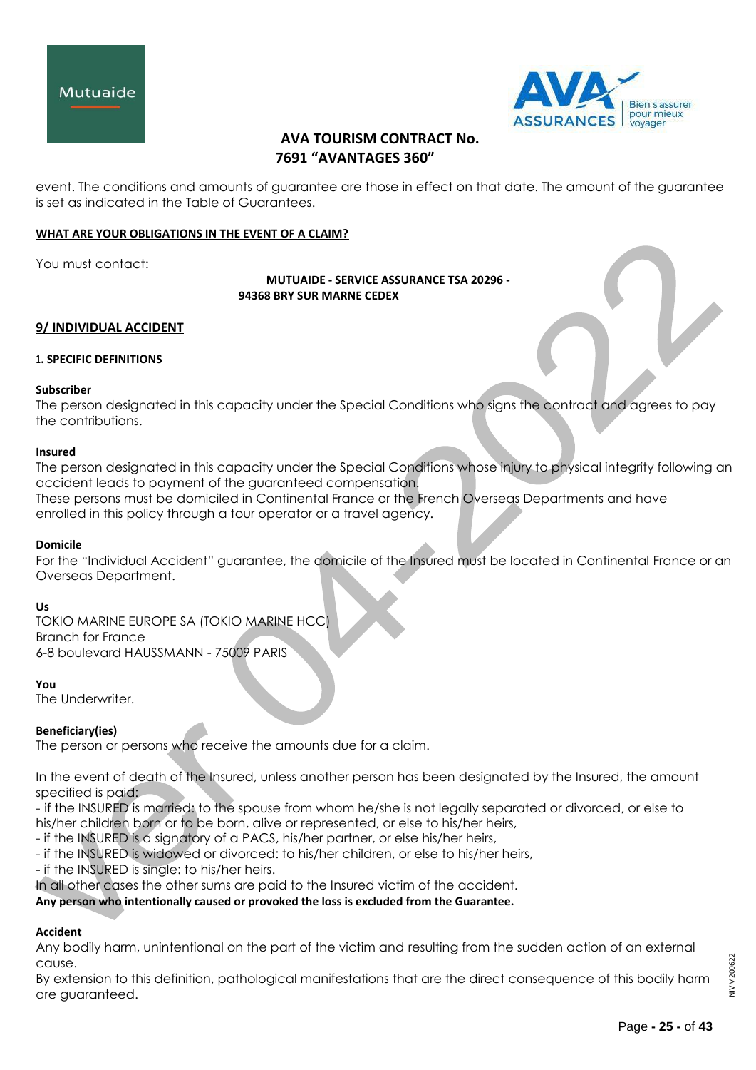event. The conditions and amounts of guarantee are those in effect on that date. The amount of the guarantee is set as indicated in the Table of Guarantees.

**WHAT ARE YOUR OBLIGATIONS IN THE EVENT OF A CLAIM?**

You must contact:

**MUTUAIDE - SERVICE ASSURANCE TSA 20296 -**
**94368 BRY SUR MARNE CEDEX**

## 9/ INDIVIDUAL ACCIDENT

### 1. SPECIFIC DEFINITIONS

**Subscriber**

The person designated in this capacity under the Special Conditions who signs the contract and agrees to pay the contributions.

**Insured**

The person designated in this capacity under the Special Conditions whose injury to physical integrity following an accident leads to payment of the guaranteed compensation.
These persons must be domiciled in Continental France or the French Overseas Departments and have enrolled in this policy through a tour operator or a travel agency.

**Domicile**

For the "Individual Accident" guarantee, the domicile of the Insured must be located in Continental France or an Overseas Department.

**Us**

TOKIO MARINE EUROPE SA (TOKIO MARINE HCC)
Branch for France
6-8 boulevard HAUSSMANN - 75009 PARIS

**You**

The Underwriter.

**Beneficiary(ies)**

The person or persons who receive the amounts due for a claim.

In the event of death of the Insured, unless another person has been designated by the Insured, the amount specified is paid:
- if the INSURED is married: to the spouse from whom he/she is not legally separated or divorced, or else to his/her children born or to be born, alive or represented, or else to his/her heirs,
- if the INSURED is a signatory of a PACS, his/her partner, or else his/her heirs,
- if the INSURED is widowed or divorced: to his/her children, or else to his/her heirs,
- if the INSURED is single: to his/her heirs.

In all other cases the other sums are paid to the Insured victim of the accident.
**Any person who intentionally caused or provoked the loss is excluded from the Guarantee.**

**Accident**

Any bodily harm, unintentional on the part of the victim and resulting from the sudden action of an external cause.
By extension to this definition, pathological manifestations that are the direct consequence of this bodily harm are guaranteed.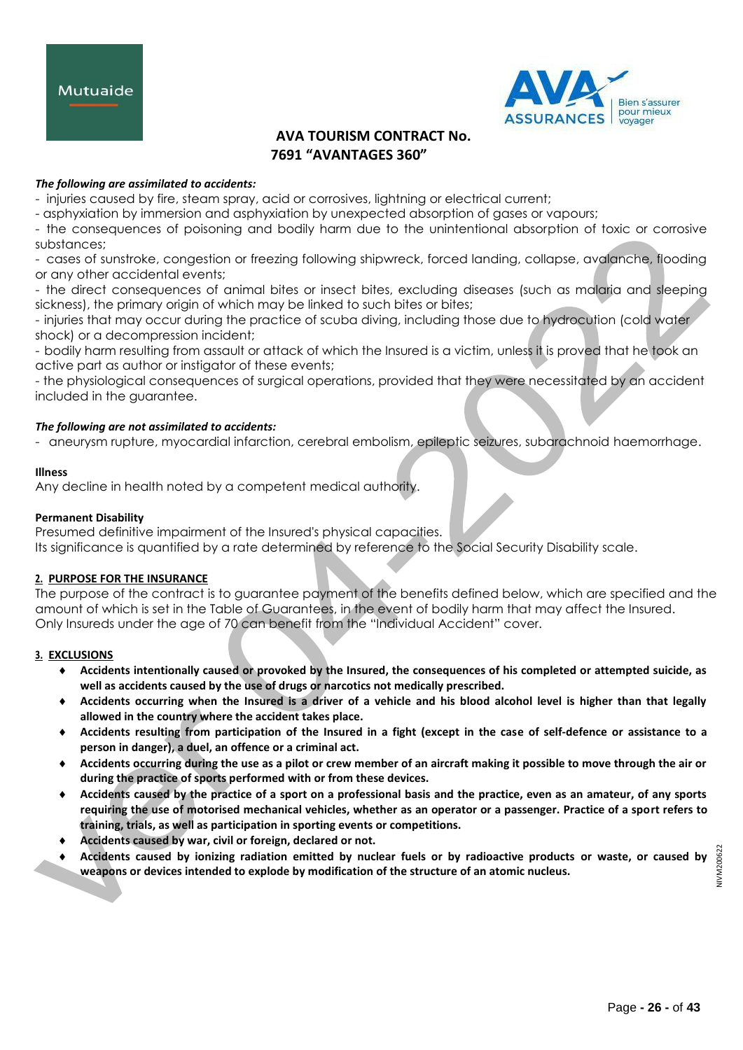# AVA TOURISM CONTRACT No. 7691 "AVANTAGES 360"

***The following are assimilated to accidents:***

- injuries caused by fire, steam spray, acid or corrosives, lightning or electrical current;
- asphyxiation by immersion and asphyxiation by unexpected absorption of gases or vapours;
- the consequences of poisoning and bodily harm due to the unintentional absorption of toxic or corrosive substances;
- cases of sunstroke, congestion or freezing following shipwreck, forced landing, collapse, avalanche, flooding or any other accidental events;
- the direct consequences of animal bites or insect bites, excluding diseases (such as malaria and sleeping sickness), the primary origin of which may be linked to such bites or bites;
- injuries that may occur during the practice of scuba diving, including those due to hydrocution (cold water shock) or a decompression incident;
- bodily harm resulting from assault or attack of which the Insured is a victim, unless it is proved that he took an active part as author or instigator of these events;
- the physiological consequences of surgical operations, provided that they were necessitated by an accident included in the guarantee.

***The following are not assimilated to accidents:***

- aneurysm rupture, myocardial infarction, cerebral embolism, epileptic seizures, subarachnoid haemorrhage.

**Illness**

Any decline in health noted by a competent medical authority.

**Permanent Disability**

Presumed definitive impairment of the Insured's physical capacities.
Its significance is quantified by a rate determined by reference to the Social Security Disability scale.

## 2. PURPOSE FOR THE INSURANCE

The purpose of the contract is to guarantee payment of the benefits defined below, which are specified and the amount of which is set in the Table of Guarantees, in the event of bodily harm that may affect the Insured.
Only Insureds under the age of 70 can benefit from the "Individual Accident" cover.

## 3. EXCLUSIONS

- **Accidents intentionally caused or provoked by the Insured, the consequences of his completed or attempted suicide, as well as accidents caused by the use of drugs or narcotics not medically prescribed.**
- **Accidents occurring when the Insured is a driver of a vehicle and his blood alcohol level is higher than that legally allowed in the country where the accident takes place.**
- **Accidents resulting from participation of the Insured in a fight (except in the case of self-defence or assistance to a person in danger), a duel, an offence or a criminal act.**
- **Accidents occurring during the use as a pilot or crew member of an aircraft making it possible to move through the air or during the practice of sports performed with or from these devices.**
- **Accidents caused by the practice of a sport on a professional basis and the practice, even as an amateur, of any sports requiring the use of motorised mechanical vehicles, whether as an operator or a passenger. Practice of a sport refers to training, trials, as well as participation in sporting events or competitions.**
- **Accidents caused by war, civil or foreign, declared or not.**
- **Accidents caused by ionizing radiation emitted by nuclear fuels or by radioactive products or waste, or caused by weapons or devices intended to explode by modification of the structure of an atomic nucleus.**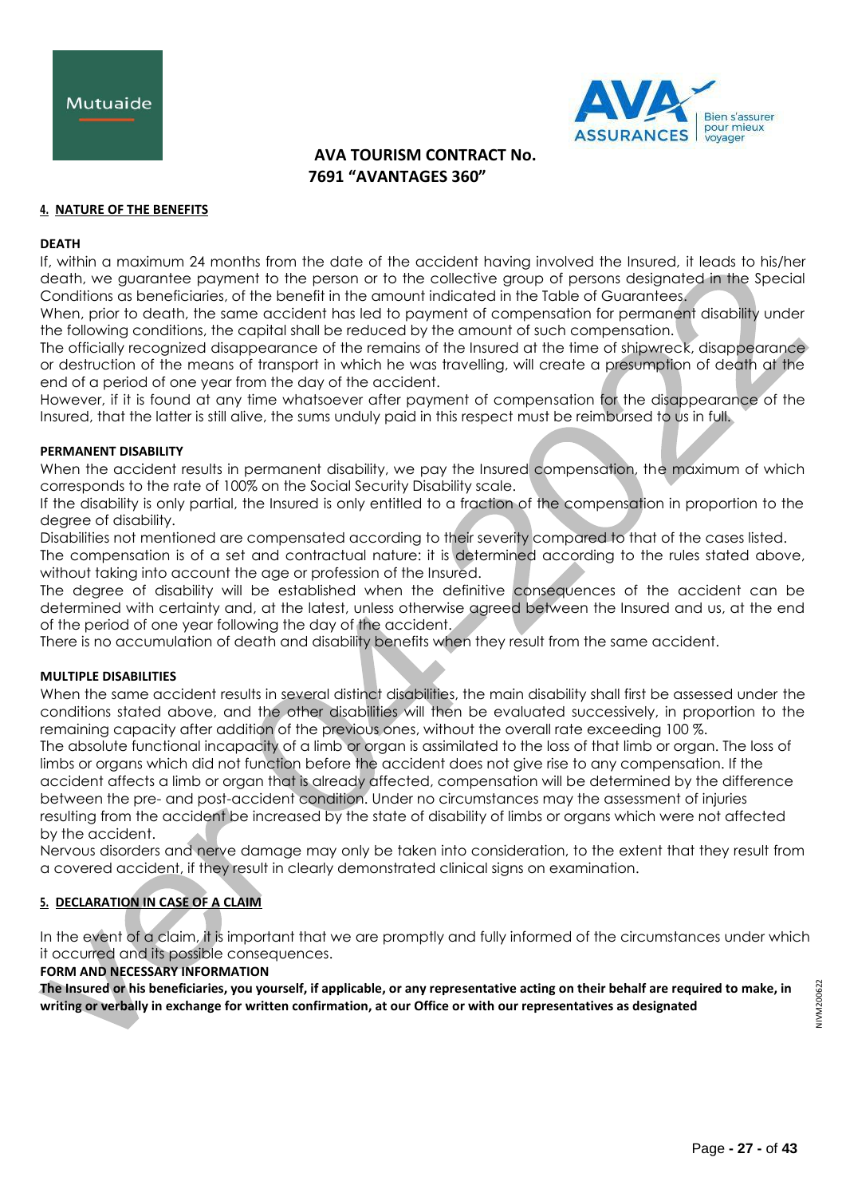## 4. NATURE OF THE BENEFITS

### DEATH

If, within a maximum 24 months from the date of the accident having involved the Insured, it leads to his/her death, we guarantee payment to the person or to the collective group of persons designated in the Special Conditions as beneficiaries, of the benefit in the amount indicated in the Table of Guarantees.

When, prior to death, the same accident has led to payment of compensation for permanent disability under the following conditions, the capital shall be reduced by the amount of such compensation.

The officially recognized disappearance of the remains of the Insured at the time of shipwreck, disappearance or destruction of the means of transport in which he was travelling, will create a presumption of death at the end of a period of one year from the day of the accident.

However, if it is found at any time whatsoever after payment of compensation for the disappearance of the Insured, that the latter is still alive, the sums unduly paid in this respect must be reimbursed to us in full.

### PERMANENT DISABILITY

When the accident results in permanent disability, we pay the Insured compensation, the maximum of which corresponds to the rate of 100% on the Social Security Disability scale.

If the disability is only partial, the Insured is only entitled to a fraction of the compensation in proportion to the degree of disability.

Disabilities not mentioned are compensated according to their severity compared to that of the cases listed.

The compensation is of a set and contractual nature: it is determined according to the rules stated above, without taking into account the age or profession of the Insured.

The degree of disability will be established when the definitive consequences of the accident can be determined with certainty and, at the latest, unless otherwise agreed between the Insured and us, at the end of the period of one year following the day of the accident.

There is no accumulation of death and disability benefits when they result from the same accident.

### MULTIPLE DISABILITIES

When the same accident results in several distinct disabilities, the main disability shall first be assessed under the conditions stated above, and the other disabilities will then be evaluated successively, in proportion to the remaining capacity after addition of the previous ones, without the overall rate exceeding 100 %.

The absolute functional incapacity of a limb or organ is assimilated to the loss of that limb or organ. The loss of limbs or organs which did not function before the accident does not give rise to any compensation. If the accident affects a limb or organ that is already affected, compensation will be determined by the difference between the pre- and post-accident condition. Under no circumstances may the assessment of injuries resulting from the accident be increased by the state of disability of limbs or organs which were not affected by the accident.

Nervous disorders and nerve damage may only be taken into consideration, to the extent that they result from a covered accident, if they result in clearly demonstrated clinical signs on examination.

## 5. DECLARATION IN CASE OF A CLAIM

In the event of a claim, it is important that we are promptly and fully informed of the circumstances under which it occurred and its possible consequences.

### FORM AND NECESSARY INFORMATION

**The Insured or his beneficiaries, you yourself, if applicable, or any representative acting on their behalf are required to make, in writing or verbally in exchange for written confirmation, at our Office or with our representatives as designated**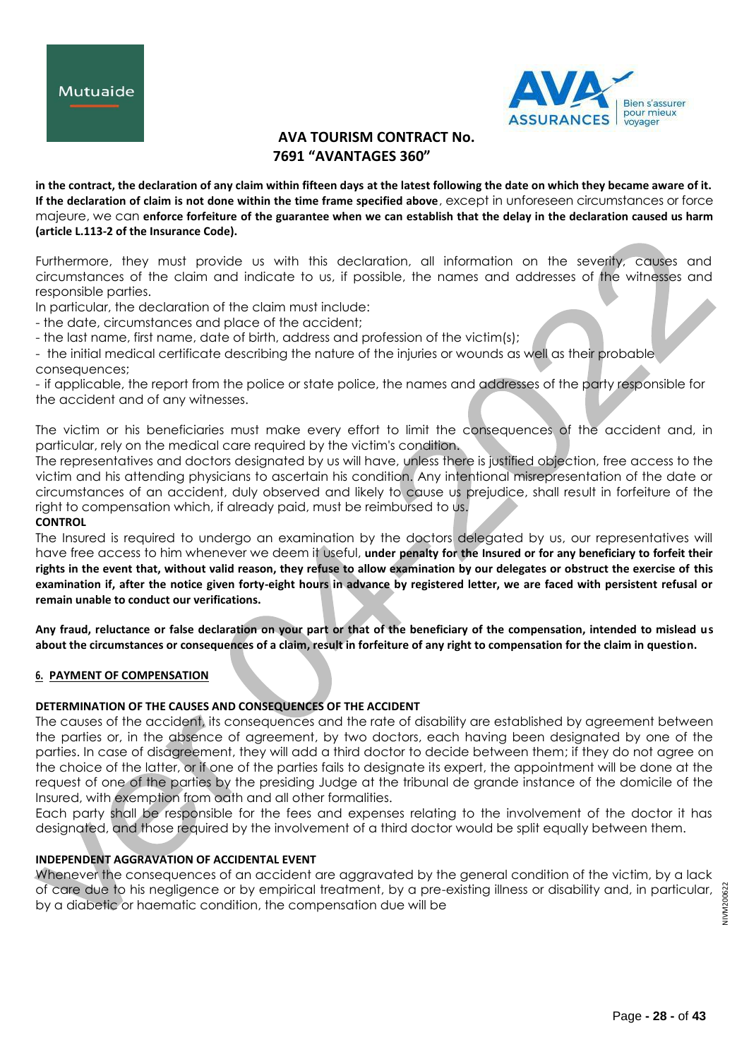**in the contract, the declaration of any claim within fifteen days at the latest following the date on which they became aware of it. If the declaration of claim is not done within the time frame specified above**, except in unforeseen circumstances or force majeure, we can **enforce forfeiture of the guarantee when we can establish that the delay in the declaration caused us harm (article L.113-2 of the Insurance Code).**

Furthermore, they must provide us with this declaration, all information on the severity, causes and circumstances of the claim and indicate to us, if possible, the names and addresses of the witnesses and responsible parties.

In particular, the declaration of the claim must include:

- the date, circumstances and place of the accident;
- the last name, first name, date of birth, address and profession of the victim(s);
- the initial medical certificate describing the nature of the injuries or wounds as well as their probable consequences;
- if applicable, the report from the police or state police, the names and addresses of the party responsible for the accident and of any witnesses.

The victim or his beneficiaries must make every effort to limit the consequences of the accident and, in particular, rely on the medical care required by the victim's condition.

The representatives and doctors designated by us will have, unless there is justified objection, free access to the victim and his attending physicians to ascertain his condition. Any intentional misrepresentation of the date or circumstances of an accident, duly observed and likely to cause us prejudice, shall result in forfeiture of the right to compensation which, if already paid, must be reimbursed to us.

**CONTROL**

The Insured is required to undergo an examination by the doctors delegated by us, our representatives will have free access to him whenever we deem it useful, **under penalty for the Insured or for any beneficiary to forfeit their rights in the event that, without valid reason, they refuse to allow examination by our delegates or obstruct the exercise of this examination if, after the notice given forty-eight hours in advance by registered letter, we are faced with persistent refusal or remain unable to conduct our verifications.**

**Any fraud, reluctance or false declaration on your part or that of the beneficiary of the compensation, intended to mislead us about the circumstances or consequences of a claim, result in forfeiture of any right to compensation for the claim in question.**

## 6. PAYMENT OF COMPENSATION

**DETERMINATION OF THE CAUSES AND CONSEQUENCES OF THE ACCIDENT**

The causes of the accident, its consequences and the rate of disability are established by agreement between the parties or, in the absence of agreement, by two doctors, each having been designated by one of the parties. In case of disagreement, they will add a third doctor to decide between them; if they do not agree on the choice of the latter, or if one of the parties fails to designate its expert, the appointment will be done at the request of one of the parties by the presiding Judge at the tribunal de grande instance of the domicile of the Insured, with exemption from oath and all other formalities.

Each party shall be responsible for the fees and expenses relating to the involvement of the doctor it has designated, and those required by the involvement of a third doctor would be split equally between them.

**INDEPENDENT AGGRAVATION OF ACCIDENTAL EVENT**

Whenever the consequences of an accident are aggravated by the general condition of the victim, by a lack of care due to his negligence or by empirical treatment, by a pre-existing illness or disability and, in particular, by a diabetic or haematic condition, the compensation due will be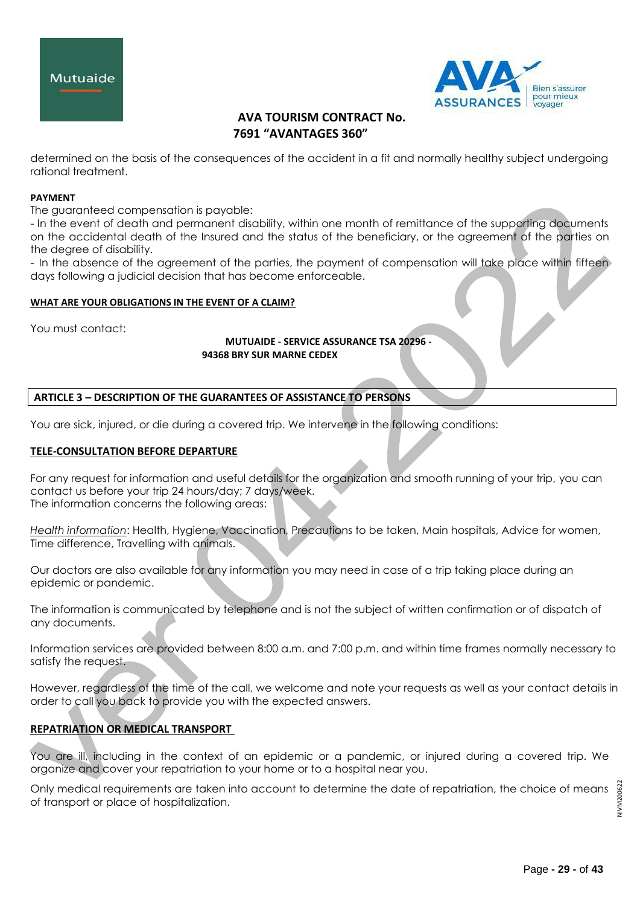determined on the basis of the consequences of the accident in a fit and normally healthy subject undergoing rational treatment.

**PAYMENT**

The guaranteed compensation is payable:

- In the event of death and permanent disability, within one month of remittance of the supporting documents on the accidental death of the Insured and the status of the beneficiary, or the agreement of the parties on the degree of disability.
- In the absence of the agreement of the parties, the payment of compensation will take place within fifteen days following a judicial decision that has become enforceable.

**WHAT ARE YOUR OBLIGATIONS IN THE EVENT OF A CLAIM?**

You must contact:

**MUTUAIDE - SERVICE ASSURANCE TSA 20296 -**
**94368 BRY SUR MARNE CEDEX**

## ARTICLE 3 – DESCRIPTION OF THE GUARANTEES OF ASSISTANCE TO PERSONS

You are sick, injured, or die during a covered trip. We intervene in the following conditions:

### TELE-CONSULTATION BEFORE DEPARTURE

For any request for information and useful details for the organization and smooth running of your trip, you can contact us before your trip 24 hours/day; 7 days/week.
The information concerns the following areas:

*Health information*: Health, Hygiene, Vaccination, Precautions to be taken, Main hospitals, Advice for women, Time difference, Travelling with animals.

Our doctors are also available for any information you may need in case of a trip taking place during an epidemic or pandemic.

The information is communicated by telephone and is not the subject of written confirmation or of dispatch of any documents.

Information services are provided between 8:00 a.m. and 7:00 p.m. and within time frames normally necessary to satisfy the request.

However, regardless of the time of the call, we welcome and note your requests as well as your contact details in order to call you back to provide you with the expected answers.

### REPATRIATION OR MEDICAL TRANSPORT

You are ill, including in the context of an epidemic or a pandemic, or injured during a covered trip. We organize and cover your repatriation to your home or to a hospital near you.

Only medical requirements are taken into account to determine the date of repatriation, the choice of means of transport or place of hospitalization.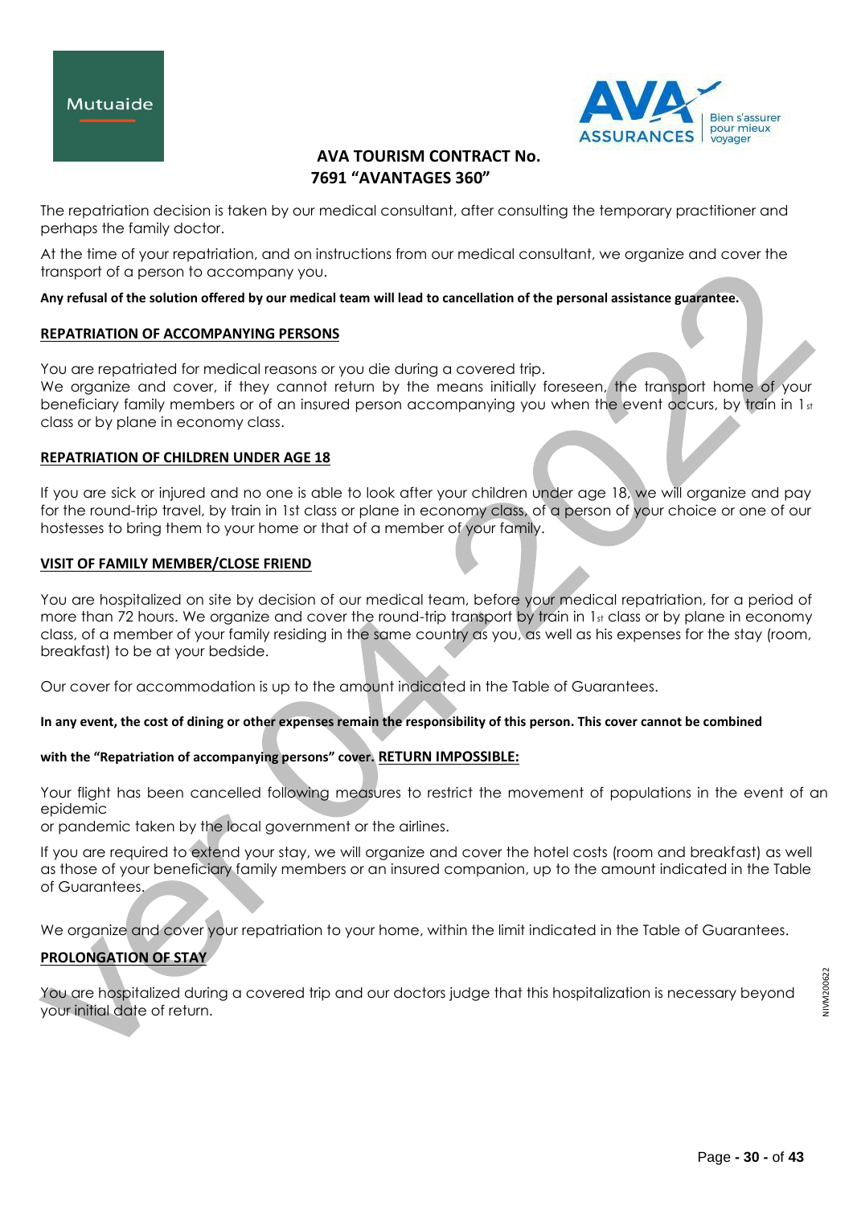The repatriation decision is taken by our medical consultant, after consulting the temporary practitioner and perhaps the family doctor.

At the time of your repatriation, and on instructions from our medical consultant, we organize and cover the transport of a person to accompany you.

**Any refusal of the solution offered by our medical team will lead to cancellation of the personal assistance guarantee.**

**REPATRIATION OF ACCOMPANYING PERSONS**

You are repatriated for medical reasons or you die during a covered trip.
We organize and cover, if they cannot return by the means initially foreseen, the transport home of your beneficiary family members or of an insured person accompanying you when the event occurs, by train in 1st class or by plane in economy class.

**REPATRIATION OF CHILDREN UNDER AGE 18**

If you are sick or injured and no one is able to look after your children under age 18, we will organize and pay for the round-trip travel, by train in 1st class or plane in economy class, of a person of your choice or one of our hostesses to bring them to your home or that of a member of your family.

**VISIT OF FAMILY MEMBER/CLOSE FRIEND**

You are hospitalized on site by decision of our medical team, before your medical repatriation, for a period of more than 72 hours. We organize and cover the round-trip transport by train in 1st class or by plane in economy class, of a member of your family residing in the same country as you, as well as his expenses for the stay (room, breakfast) to be at your bedside.

Our cover for accommodation is up to the amount indicated in the Table of Guarantees.

**In any event, the cost of dining or other expenses remain the responsibility of this person. This cover cannot be combined with the "Repatriation of accompanying persons" cover.**

**RETURN IMPOSSIBLE:**

Your flight has been cancelled following measures to restrict the movement of populations in the event of an epidemic or pandemic taken by the local government or the airlines.

If you are required to extend your stay, we will organize and cover the hotel costs (room and breakfast) as well as those of your beneficiary family members or an insured companion, up to the amount indicated in the Table of Guarantees.

We organize and cover your repatriation to your home, within the limit indicated in the Table of Guarantees.

**PROLONGATION OF STAY**

You are hospitalized during a covered trip and our doctors judge that this hospitalization is necessary beyond your initial date of return.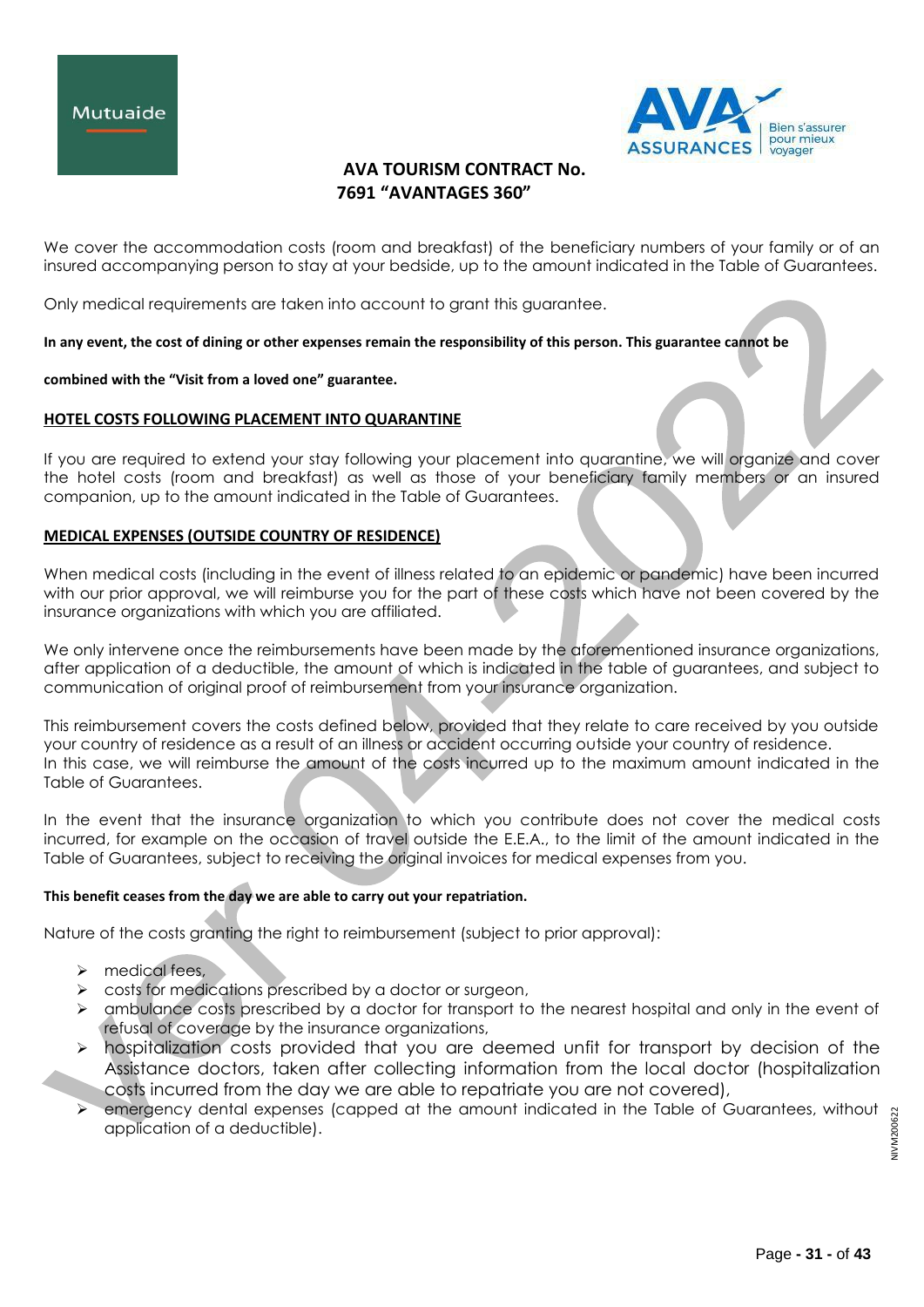We cover the accommodation costs (room and breakfast) of the beneficiary numbers of your family or of an insured accompanying person to stay at your bedside, up to the amount indicated in the Table of Guarantees.

Only medical requirements are taken into account to grant this guarantee.

**In any event, the cost of dining or other expenses remain the responsibility of this person. This guarantee cannot be combined with the "Visit from a loved one" guarantee.**

**HOTEL COSTS FOLLOWING PLACEMENT INTO QUARANTINE**

If you are required to extend your stay following your placement into quarantine, we will organize and cover the hotel costs (room and breakfast) as well as those of your beneficiary family members or an insured companion, up to the amount indicated in the Table of Guarantees.

**MEDICAL EXPENSES (OUTSIDE COUNTRY OF RESIDENCE)**

When medical costs (including in the event of illness related to an epidemic or pandemic) have been incurred with our prior approval, we will reimburse you for the part of these costs which have not been covered by the insurance organizations with which you are affiliated.

We only intervene once the reimbursements have been made by the aforementioned insurance organizations, after application of a deductible, the amount of which is indicated in the table of guarantees, and subject to communication of original proof of reimbursement from your insurance organization.

This reimbursement covers the costs defined below, provided that they relate to care received by you outside your country of residence as a result of an illness or accident occurring outside your country of residence.
In this case, we will reimburse the amount of the costs incurred up to the maximum amount indicated in the Table of Guarantees.

In the event that the insurance organization to which you contribute does not cover the medical costs incurred, for example on the occasion of travel outside the E.E.A., to the limit of the amount indicated in the Table of Guarantees, subject to receiving the original invoices for medical expenses from you.

**This benefit ceases from the day we are able to carry out your repatriation.**

Nature of the costs granting the right to reimbursement (subject to prior approval):

- medical fees,
- costs for medications prescribed by a doctor or surgeon,
- ambulance costs prescribed by a doctor for transport to the nearest hospital and only in the event of refusal of coverage by the insurance organizations,
- hospitalization costs provided that you are deemed unfit for transport by decision of the Assistance doctors, taken after collecting information from the local doctor (hospitalization costs incurred from the day we are able to repatriate you are not covered),
- emergency dental expenses (capped at the amount indicated in the Table of Guarantees, without application of a deductible).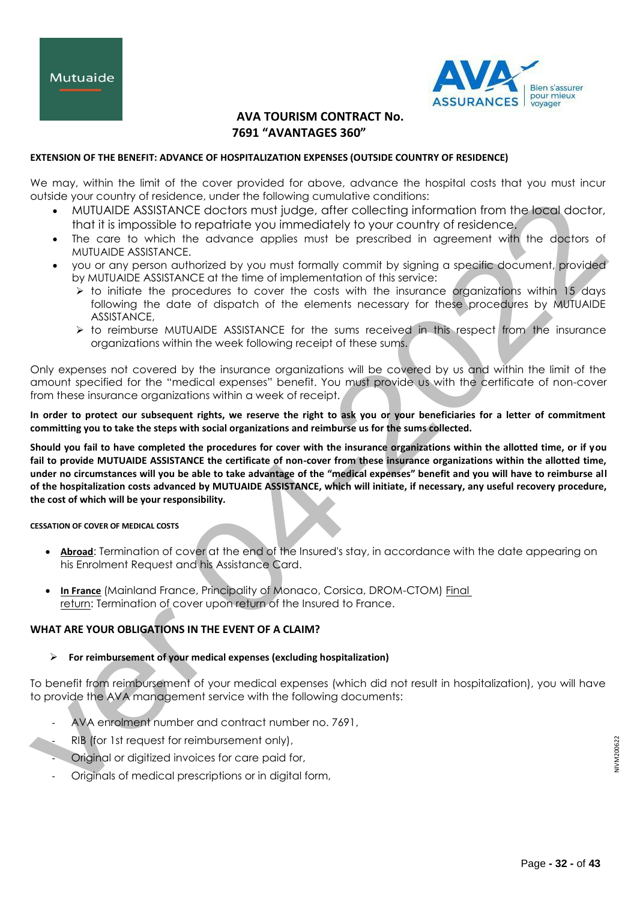**AVA TOURISM CONTRACT No. 7691 "AVANTAGES 360"**

**EXTENSION OF THE BENEFIT: ADVANCE OF HOSPITALIZATION EXPENSES (OUTSIDE COUNTRY OF RESIDENCE)**

We may, within the limit of the cover provided for above, advance the hospital costs that you must incur outside your country of residence, under the following cumulative conditions:

- MUTUAIDE ASSISTANCE doctors must judge, after collecting information from the local doctor, that it is impossible to repatriate you immediately to your country of residence.
- The care to which the advance applies must be prescribed in agreement with the doctors of MUTUAIDE ASSISTANCE.
- you or any person authorized by you must formally commit by signing a specific document, provided by MUTUAIDE ASSISTANCE at the time of implementation of this service:
  - to initiate the procedures to cover the costs with the insurance organizations within 15 days following the date of dispatch of the elements necessary for these procedures by MUTUAIDE ASSISTANCE,
  - to reimburse MUTUAIDE ASSISTANCE for the sums received in this respect from the insurance organizations within the week following receipt of these sums.

Only expenses not covered by the insurance organizations will be covered by us and within the limit of the amount specified for the "medical expenses" benefit. You must provide us with the certificate of non-cover from these insurance organizations within a week of receipt.

**In order to protect our subsequent rights, we reserve the right to ask you or your beneficiaries for a letter of commitment committing you to take the steps with social organizations and reimburse us for the sums collected.**

**Should you fail to have completed the procedures for cover with the insurance organizations within the allotted time, or if you fail to provide MUTUAIDE ASSISTANCE the certificate of non-cover from these insurance organizations within the allotted time, under no circumstances will you be able to take advantage of the "medical expenses" benefit and you will have to reimburse all of the hospitalization costs advanced by MUTUAIDE ASSISTANCE, which will initiate, if necessary, any useful recovery procedure, the cost of which will be your responsibility.**

**CESSATION OF COVER OF MEDICAL COSTS**

- **Abroad**: Termination of cover at the end of the Insured's stay, in accordance with the date appearing on his Enrolment Request and his Assistance Card.
- **In France** (Mainland France, Principality of Monaco, Corsica, DROM-CTOM) Final return: Termination of cover upon return of the Insured to France.

**WHAT ARE YOUR OBLIGATIONS IN THE EVENT OF A CLAIM?**

- **For reimbursement of your medical expenses (excluding hospitalization)**

To benefit from reimbursement of your medical expenses (which did not result in hospitalization), you will have to provide the AVA management service with the following documents:

- AVA enrolment number and contract number no. 7691,
- RIB (for 1st request for reimbursement only),
- Original or digitized invoices for care paid for,
- Originals of medical prescriptions or in digital form,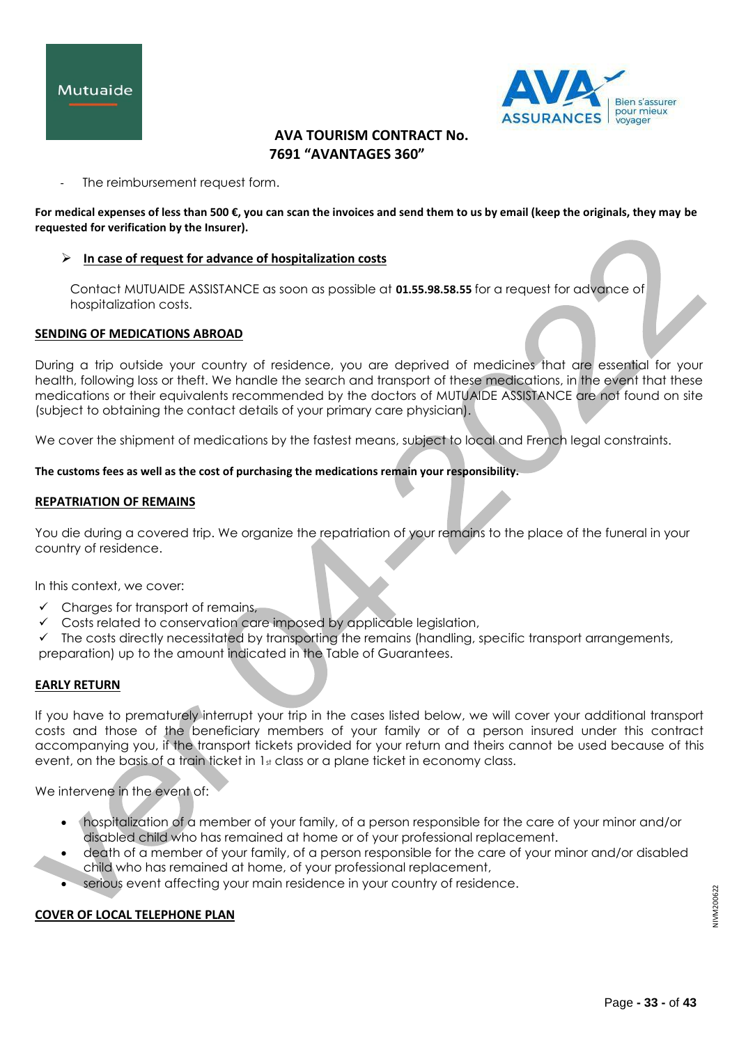- The reimbursement request form.

**For medical expenses of less than 500 €, you can scan the invoices and send them to us by email (keep the originals, they may be requested for verification by the Insurer).**

- **In case of request for advance of hospitalization costs**

  Contact MUTUAIDE ASSISTANCE as soon as possible at **01.55.98.58.55** for a request for advance of hospitalization costs.

**SENDING OF MEDICATIONS ABROAD**

During a trip outside your country of residence, you are deprived of medicines that are essential for your health, following loss or theft. We handle the search and transport of these medications, in the event that these medications or their equivalents recommended by the doctors of MUTUAIDE ASSISTANCE are not found on site (subject to obtaining the contact details of your primary care physician).

We cover the shipment of medications by the fastest means, subject to local and French legal constraints.

**The customs fees as well as the cost of purchasing the medications remain your responsibility.**

**REPATRIATION OF REMAINS**

You die during a covered trip. We organize the repatriation of your remains to the place of the funeral in your country of residence.

In this context, we cover:

- ✓ Charges for transport of remains,
- ✓ Costs related to conservation care imposed by applicable legislation,
- ✓ The costs directly necessitated by transporting the remains (handling, specific transport arrangements, preparation) up to the amount indicated in the Table of Guarantees.

**EARLY RETURN**

If you have to prematurely interrupt your trip in the cases listed below, we will cover your additional transport costs and those of the beneficiary members of your family or of a person insured under this contract accompanying you, if the transport tickets provided for your return and theirs cannot be used because of this event, on the basis of a train ticket in 1st class or a plane ticket in economy class.

We intervene in the event of:

- hospitalization of a member of your family, of a person responsible for the care of your minor and/or disabled child who has remained at home or of your professional replacement.
- death of a member of your family, of a person responsible for the care of your minor and/or disabled child who has remained at home, of your professional replacement,
- serious event affecting your main residence in your country of residence.

**COVER OF LOCAL TELEPHONE PLAN**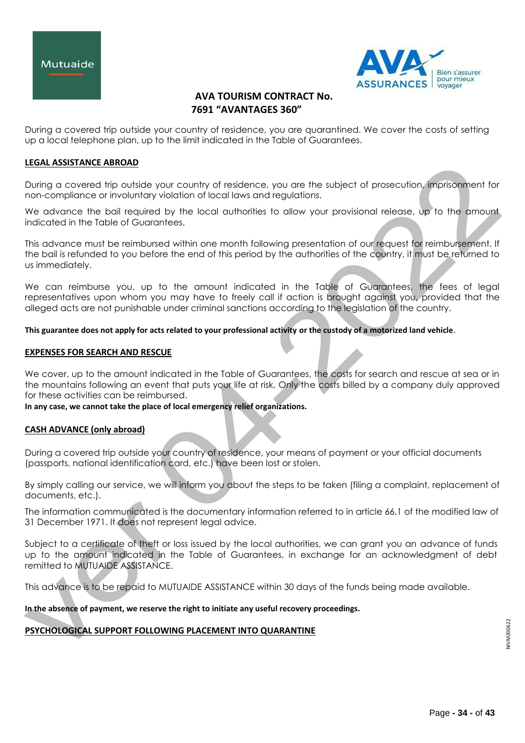During a covered trip outside your country of residence, you are quarantined. We cover the costs of setting up a local telephone plan, up to the limit indicated in the Table of Guarantees.

**LEGAL ASSISTANCE ABROAD**

During a covered trip outside your country of residence, you are the subject of prosecution, imprisonment for non-compliance or involuntary violation of local laws and regulations.

We advance the bail required by the local authorities to allow your provisional release, up to the amount indicated in the Table of Guarantees.

This advance must be reimbursed within one month following presentation of our request for reimbursement. If the bail is refunded to you before the end of this period by the authorities of the country, it must be returned to us immediately.

We can reimburse you, up to the amount indicated in the Table of Guarantees, the fees of legal representatives upon whom you may have to freely call if action is brought against you, provided that the alleged acts are not punishable under criminal sanctions according to the legislation of the country.

**This guarantee does not apply for acts related to your professional activity or the custody of a motorized land vehicle**.

**EXPENSES FOR SEARCH AND RESCUE**

We cover, up to the amount indicated in the Table of Guarantees, the costs for search and rescue at sea or in the mountains following an event that puts your life at risk. Only the costs billed by a company duly approved for these activities can be reimbursed.

**In any case, we cannot take the place of local emergency relief organizations.**

**CASH ADVANCE (only abroad)**

During a covered trip outside your country of residence, your means of payment or your official documents (passports, national identification card, etc.) have been lost or stolen.

By simply calling our service, we will inform you about the steps to be taken (filing a complaint, replacement of documents, etc.).

The information communicated is the documentary information referred to in article 66.1 of the modified law of 31 December 1971. It does not represent legal advice.

Subject to a certificate of theft or loss issued by the local authorities, we can grant you an advance of funds up to the amount indicated in the Table of Guarantees, in exchange for an acknowledgment of debt remitted to MUTUAIDE ASSISTANCE.

This advance is to be repaid to MUTUAIDE ASSISTANCE within 30 days of the funds being made available.

**In the absence of payment, we reserve the right to initiate any useful recovery proceedings.**

**PSYCHOLOGICAL SUPPORT FOLLOWING PLACEMENT INTO QUARANTINE**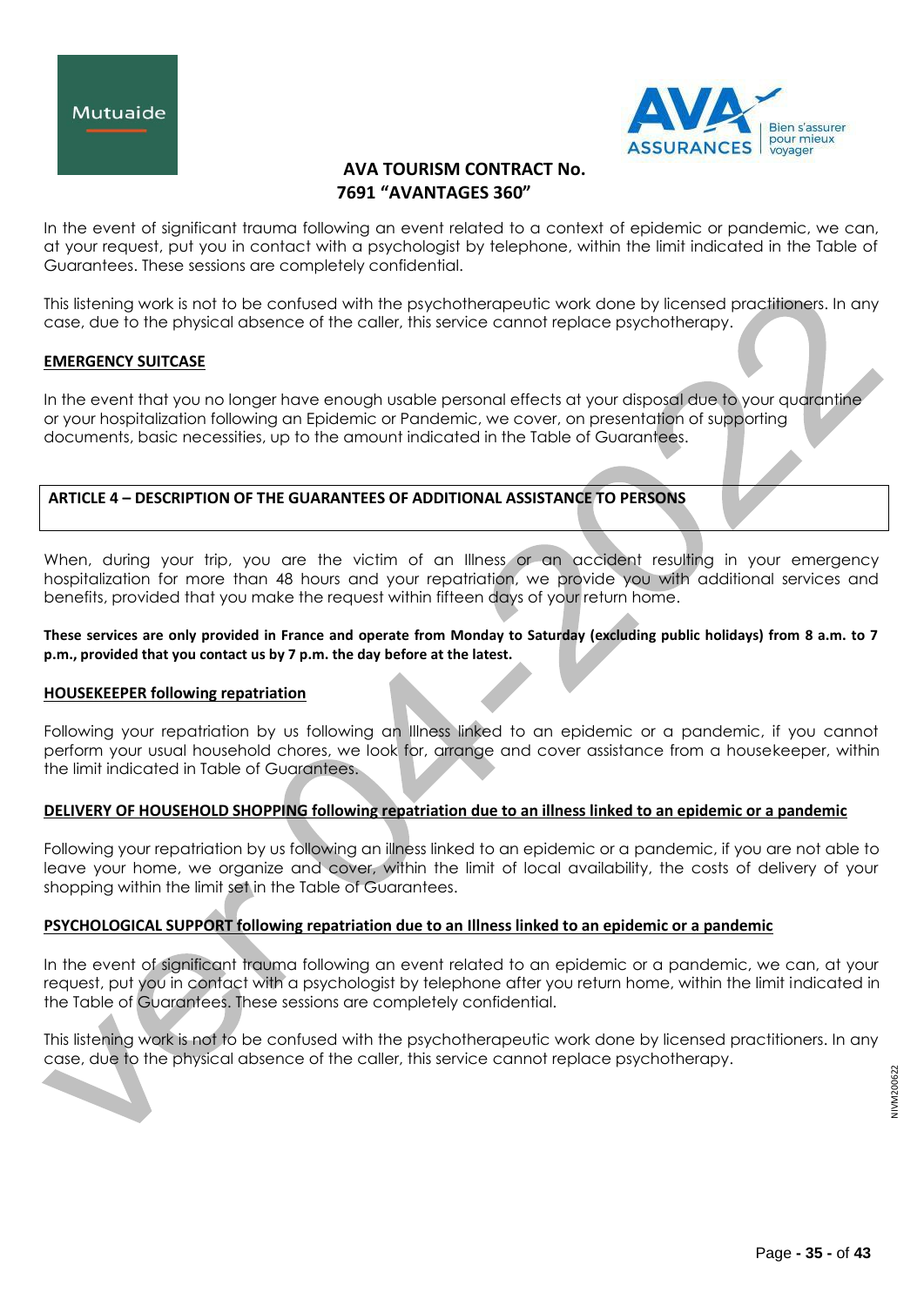In the event of significant trauma following an event related to a context of epidemic or pandemic, we can, at your request, put you in contact with a psychologist by telephone, within the limit indicated in the Table of Guarantees. These sessions are completely confidential.

This listening work is not to be confused with the psychotherapeutic work done by licensed practitioners. In any case, due to the physical absence of the caller, this service cannot replace psychotherapy.

**EMERGENCY SUITCASE**

In the event that you no longer have enough usable personal effects at your disposal due to your quarantine or your hospitalization following an Epidemic or Pandemic, we cover, on presentation of supporting documents, basic necessities, up to the amount indicated in the Table of Guarantees.

## ARTICLE 4 – DESCRIPTION OF THE GUARANTEES OF ADDITIONAL ASSISTANCE TO PERSONS

When, during your trip, you are the victim of an Illness or an accident resulting in your emergency hospitalization for more than 48 hours and your repatriation, we provide you with additional services and benefits, provided that you make the request within fifteen days of your return home.

**These services are only provided in France and operate from Monday to Saturday (excluding public holidays) from 8 a.m. to 7 p.m., provided that you contact us by 7 p.m. the day before at the latest.**

**HOUSEKEEPER following repatriation**

Following your repatriation by us following an Illness linked to an epidemic or a pandemic, if you cannot perform your usual household chores, we look for, arrange and cover assistance from a housekeeper, within the limit indicated in Table of Guarantees.

**DELIVERY OF HOUSEHOLD SHOPPING following repatriation due to an illness linked to an epidemic or a pandemic**

Following your repatriation by us following an illness linked to an epidemic or a pandemic, if you are not able to leave your home, we organize and cover, within the limit of local availability, the costs of delivery of your shopping within the limit set in the Table of Guarantees.

**PSYCHOLOGICAL SUPPORT following repatriation due to an Illness linked to an epidemic or a pandemic**

In the event of significant trauma following an event related to an epidemic or a pandemic, we can, at your request, put you in contact with a psychologist by telephone after you return home, within the limit indicated in the Table of Guarantees. These sessions are completely confidential.

This listening work is not to be confused with the psychotherapeutic work done by licensed practitioners. In any case, due to the physical absence of the caller, this service cannot replace psychotherapy.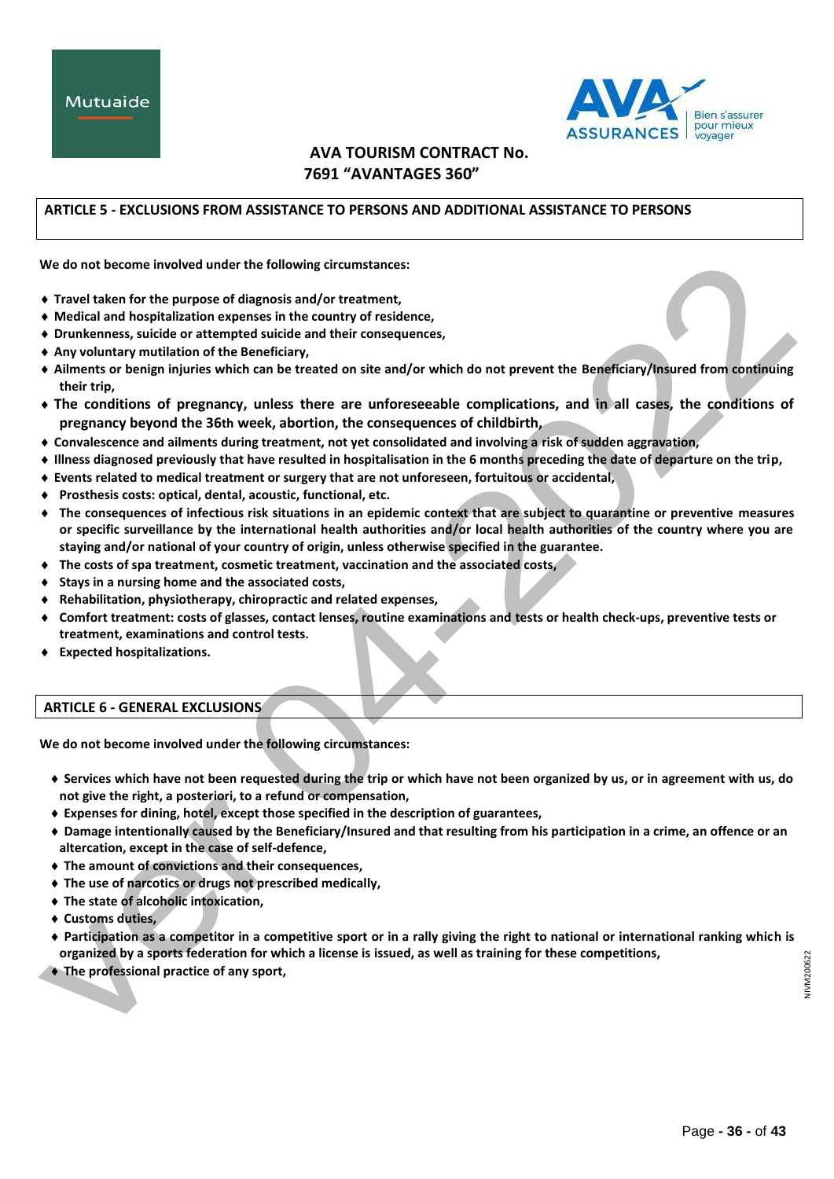**AVA TOURISM CONTRACT No. 7691 "AVANTAGES 360"**

## ARTICLE 5 - EXCLUSIONS FROM ASSISTANCE TO PERSONS AND ADDITIONAL ASSISTANCE TO PERSONS

**We do not become involved under the following circumstances:**

- **Travel taken for the purpose of diagnosis and/or treatment,**
- **Medical and hospitalization expenses in the country of residence,**
- **Drunkenness, suicide or attempted suicide and their consequences,**
- **Any voluntary mutilation of the Beneficiary,**
- **Ailments or benign injuries which can be treated on site and/or which do not prevent the Beneficiary/Insured from continuing their trip,**
- **The conditions of pregnancy, unless there are unforeseeable complications, and in all cases, the conditions of pregnancy beyond the 36th week, abortion, the consequences of childbirth,**
- **Convalescence and ailments during treatment, not yet consolidated and involving a risk of sudden aggravation,**
- **Illness diagnosed previously that have resulted in hospitalisation in the 6 months preceding the date of departure on the trip,**
- **Events related to medical treatment or surgery that are not unforeseen, fortuitous or accidental,**
- **Prosthesis costs: optical, dental, acoustic, functional, etc.**
- **The consequences of infectious risk situations in an epidemic context that are subject to quarantine or preventive measures or specific surveillance by the international health authorities and/or local health authorities of the country where you are staying and/or national of your country of origin, unless otherwise specified in the guarantee.**
- **The costs of spa treatment, cosmetic treatment, vaccination and the associated costs,**
- **Stays in a nursing home and the associated costs,**
- **Rehabilitation, physiotherapy, chiropractic and related expenses,**
- **Comfort treatment: costs of glasses, contact lenses, routine examinations and tests or health check-ups, preventive tests or treatment, examinations and control tests.**
- **Expected hospitalizations.**

## ARTICLE 6 - GENERAL EXCLUSIONS

**We do not become involved under the following circumstances:**

- **Services which have not been requested during the trip or which have not been organized by us, or in agreement with us, do not give the right, a posteriori, to a refund or compensation,**
- **Expenses for dining, hotel, except those specified in the description of guarantees,**
- **Damage intentionally caused by the Beneficiary/Insured and that resulting from his participation in a crime, an offence or an altercation, except in the case of self-defence,**
- **The amount of convictions and their consequences,**
- **The use of narcotics or drugs not prescribed medically,**
- **The state of alcoholic intoxication,**
- **Customs duties,**
- **Participation as a competitor in a competitive sport or in a rally giving the right to national or international ranking which is organized by a sports federation for which a license is issued, as well as training for these competitions,**
- **The professional practice of any sport,**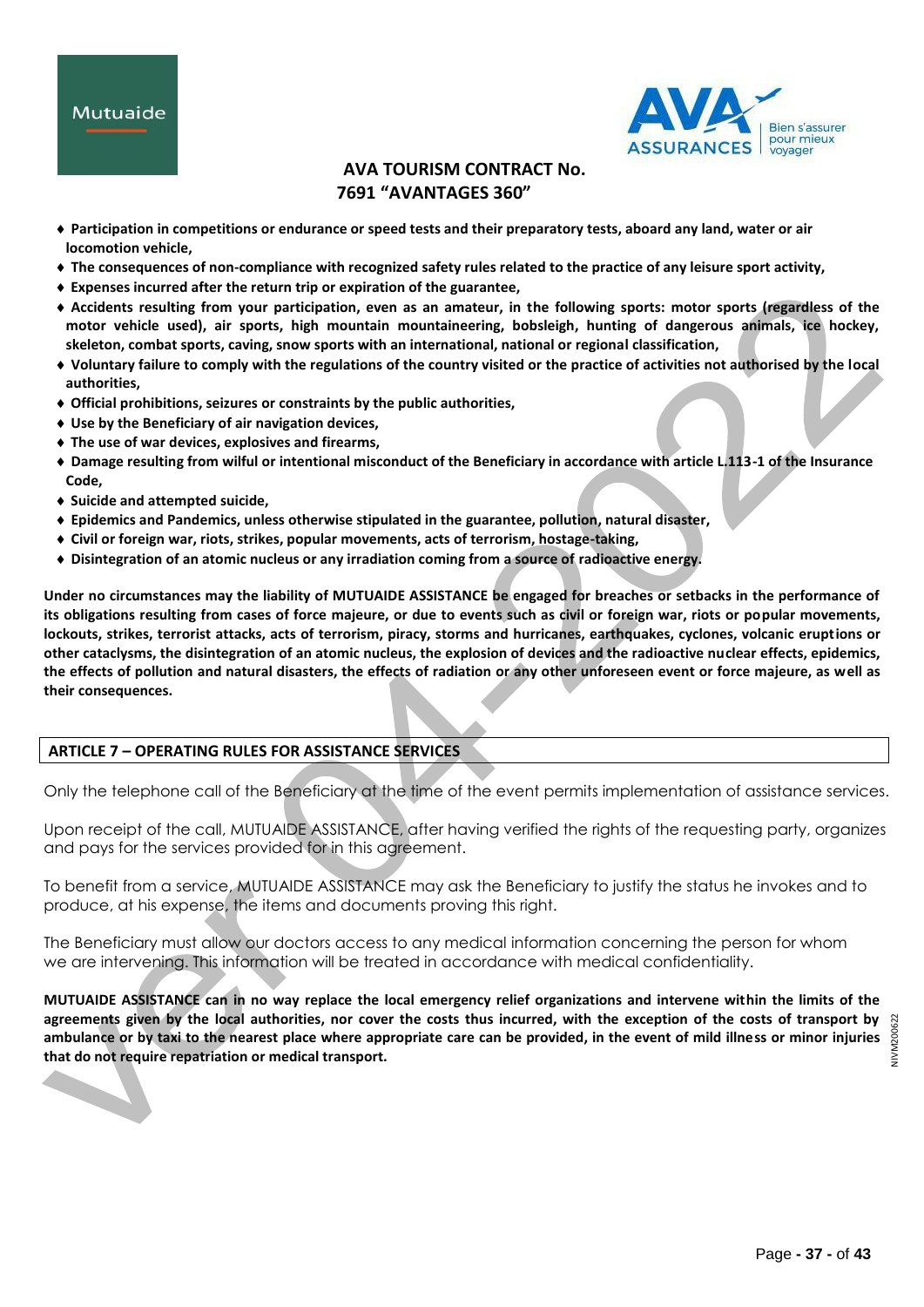- **Participation in competitions or endurance or speed tests and their preparatory tests, aboard any land, water or air locomotion vehicle,**
- **The consequences of non-compliance with recognized safety rules related to the practice of any leisure sport activity,**
- **Expenses incurred after the return trip or expiration of the guarantee,**
- **Accidents resulting from your participation, even as an amateur, in the following sports: motor sports (regardless of the motor vehicle used), air sports, high mountain mountaineering, bobsleigh, hunting of dangerous animals, ice hockey, skeleton, combat sports, caving, snow sports with an international, national or regional classification,**
- **Voluntary failure to comply with the regulations of the country visited or the practice of activities not authorised by the local authorities,**
- **Official prohibitions, seizures or constraints by the public authorities,**
- **Use by the Beneficiary of air navigation devices,**
- **The use of war devices, explosives and firearms,**
- **Damage resulting from wilful or intentional misconduct of the Beneficiary in accordance with article L.113-1 of the Insurance Code,**
- **Suicide and attempted suicide,**
- **Epidemics and Pandemics, unless otherwise stipulated in the guarantee, pollution, natural disaster,**
- **Civil or foreign war, riots, strikes, popular movements, acts of terrorism, hostage-taking,**
- **Disintegration of an atomic nucleus or any irradiation coming from a source of radioactive energy.**

**Under no circumstances may the liability of MUTUAIDE ASSISTANCE be engaged for breaches or setbacks in the performance of its obligations resulting from cases of force majeure, or due to events such as civil or foreign war, riots or popular movements, lockouts, strikes, terrorist attacks, acts of terrorism, piracy, storms and hurricanes, earthquakes, cyclones, volcanic eruptions or other cataclysms, the disintegration of an atomic nucleus, the explosion of devices and the radioactive nuclear effects, epidemics, the effects of pollution and natural disasters, the effects of radiation or any other unforeseen event or force majeure, as well as their consequences.**

## ARTICLE 7 – OPERATING RULES FOR ASSISTANCE SERVICES

Only the telephone call of the Beneficiary at the time of the event permits implementation of assistance services.

Upon receipt of the call, MUTUAIDE ASSISTANCE, after having verified the rights of the requesting party, organizes and pays for the services provided for in this agreement.

To benefit from a service, MUTUAIDE ASSISTANCE may ask the Beneficiary to justify the status he invokes and to produce, at his expense, the items and documents proving this right.

The Beneficiary must allow our doctors access to any medical information concerning the person for whom we are intervening. This information will be treated in accordance with medical confidentiality.

**MUTUAIDE ASSISTANCE can in no way replace the local emergency relief organizations and intervene within the limits of the agreements given by the local authorities, nor cover the costs thus incurred, with the exception of the costs of transport by ambulance or by taxi to the nearest place where appropriate care can be provided, in the event of mild illness or minor injuries that do not require repatriation or medical transport.**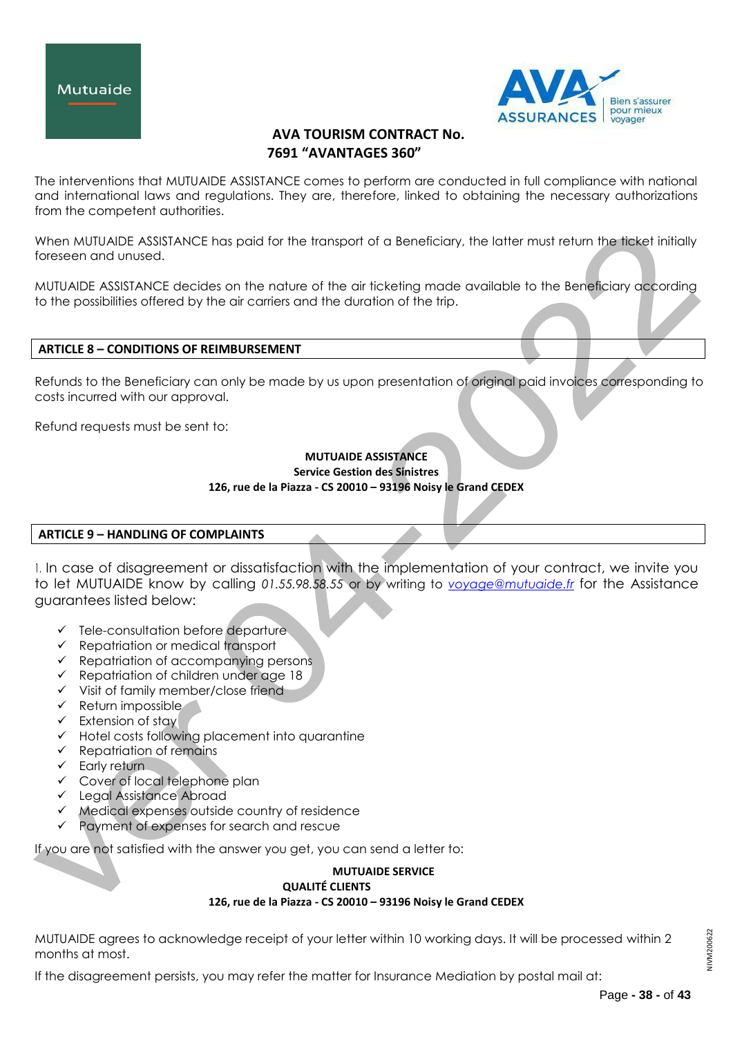The interventions that MUTUAIDE ASSISTANCE comes to perform are conducted in full compliance with national and international laws and regulations. They are, therefore, linked to obtaining the necessary authorizations from the competent authorities.

When MUTUAIDE ASSISTANCE has paid for the transport of a Beneficiary, the latter must return the ticket initially foreseen and unused.

MUTUAIDE ASSISTANCE decides on the nature of the air ticketing made available to the Beneficiary according to the possibilities offered by the air carriers and the duration of the trip.

## ARTICLE 8 – CONDITIONS OF REIMBURSEMENT

Refunds to the Beneficiary can only be made by us upon presentation of original paid invoices corresponding to costs incurred with our approval.

Refund requests must be sent to:

**MUTUAIDE ASSISTANCE**
**Service Gestion des Sinistres**
**126, rue de la Piazza - CS 20010 – 93196 Noisy le Grand CEDEX**

## ARTICLE 9 – HANDLING OF COMPLAINTS

1. In case of disagreement or dissatisfaction with the implementation of your contract, we invite you to let MUTUAIDE know by calling *01.55.98.58.55* or by writing to *voyage@mutuaide.fr* for the Assistance guarantees listed below:

- ✓ Tele-consultation before departure
- ✓ Repatriation or medical transport
- ✓ Repatriation of accompanying persons
- ✓ Repatriation of children under age 18
- ✓ Visit of family member/close friend
- ✓ Return impossible
- ✓ Extension of stay
- ✓ Hotel costs following placement into quarantine
- ✓ Repatriation of remains
- ✓ Early return
- ✓ Cover of local telephone plan
- ✓ Legal Assistance Abroad
- ✓ Medical expenses outside country of residence
- ✓ Payment of expenses for search and rescue

If you are not satisfied with the answer you get, you can send a letter to:

**MUTUAIDE SERVICE**
**QUALITÉ CLIENTS**
**126, rue de la Piazza - CS 20010 – 93196 Noisy le Grand CEDEX**

MUTUAIDE agrees to acknowledge receipt of your letter within 10 working days. It will be processed within 2 months at most.

If the disagreement persists, you may refer the matter for Insurance Mediation by postal mail at: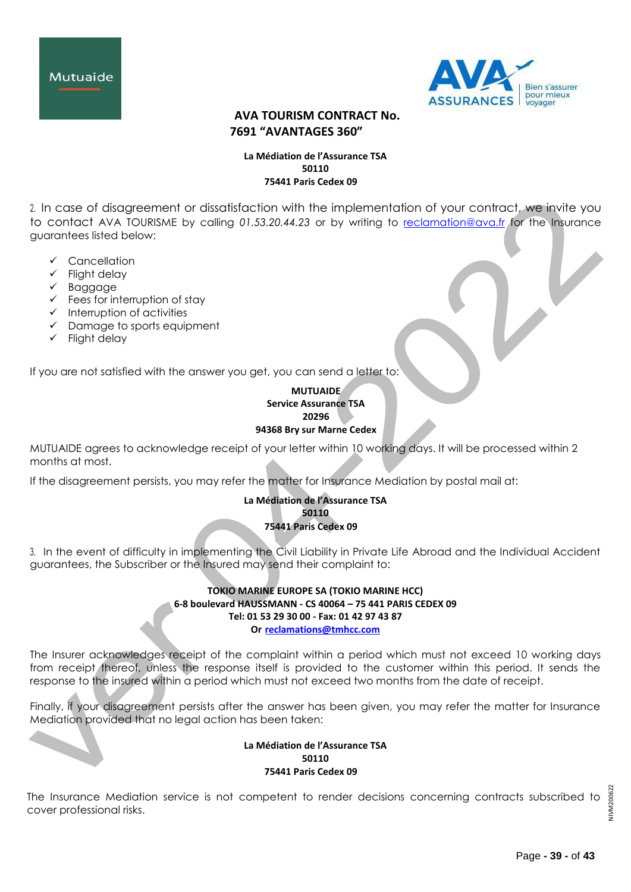**La Médiation de l'Assurance TSA**
**50110**
**75441 Paris Cedex 09**

2. In case of disagreement or dissatisfaction with the implementation of your contract, we invite you to contact AVA TOURISME by calling *01.53.20.44.23* or by writing to reclamation@ava.fr for the Insurance guarantees listed below:

- ✓ Cancellation
- ✓ Flight delay
- ✓ Baggage
- ✓ Fees for interruption of stay
- ✓ Interruption of activities
- ✓ Damage to sports equipment
- ✓ Flight delay

If you are not satisfied with the answer you get, you can send a letter to:

**MUTUAIDE**
**Service Assurance TSA**
**20296**
**94368 Bry sur Marne Cedex**

MUTUAIDE agrees to acknowledge receipt of your letter within 10 working days. It will be processed within 2 months at most.

If the disagreement persists, you may refer the matter for Insurance Mediation by postal mail at:

**La Médiation de l'Assurance TSA**
**50110**
**75441 Paris Cedex 09**

3. In the event of difficulty in implementing the Civil Liability in Private Life Abroad and the Individual Accident guarantees, the Subscriber or the Insured may send their complaint to:

**TOKIO MARINE EUROPE SA (TOKIO MARINE HCC)**
**6-8 boulevard HAUSSMANN - CS 40064 – 75 441 PARIS CEDEX 09**
**Tel: 01 53 29 30 00 - Fax: 01 42 97 43 87**
**Or reclamations@tmhcc.com**

The Insurer acknowledges receipt of the complaint within a period which must not exceed 10 working days from receipt thereof, unless the response itself is provided to the customer within this period. It sends the response to the insured within a period which must not exceed two months from the date of receipt.

Finally, if your disagreement persists after the answer has been given, you may refer the matter for Insurance Mediation provided that no legal action has been taken:

**La Médiation de l'Assurance TSA**
**50110**
**75441 Paris Cedex 09**

The Insurance Mediation service is not competent to render decisions concerning contracts subscribed to cover professional risks.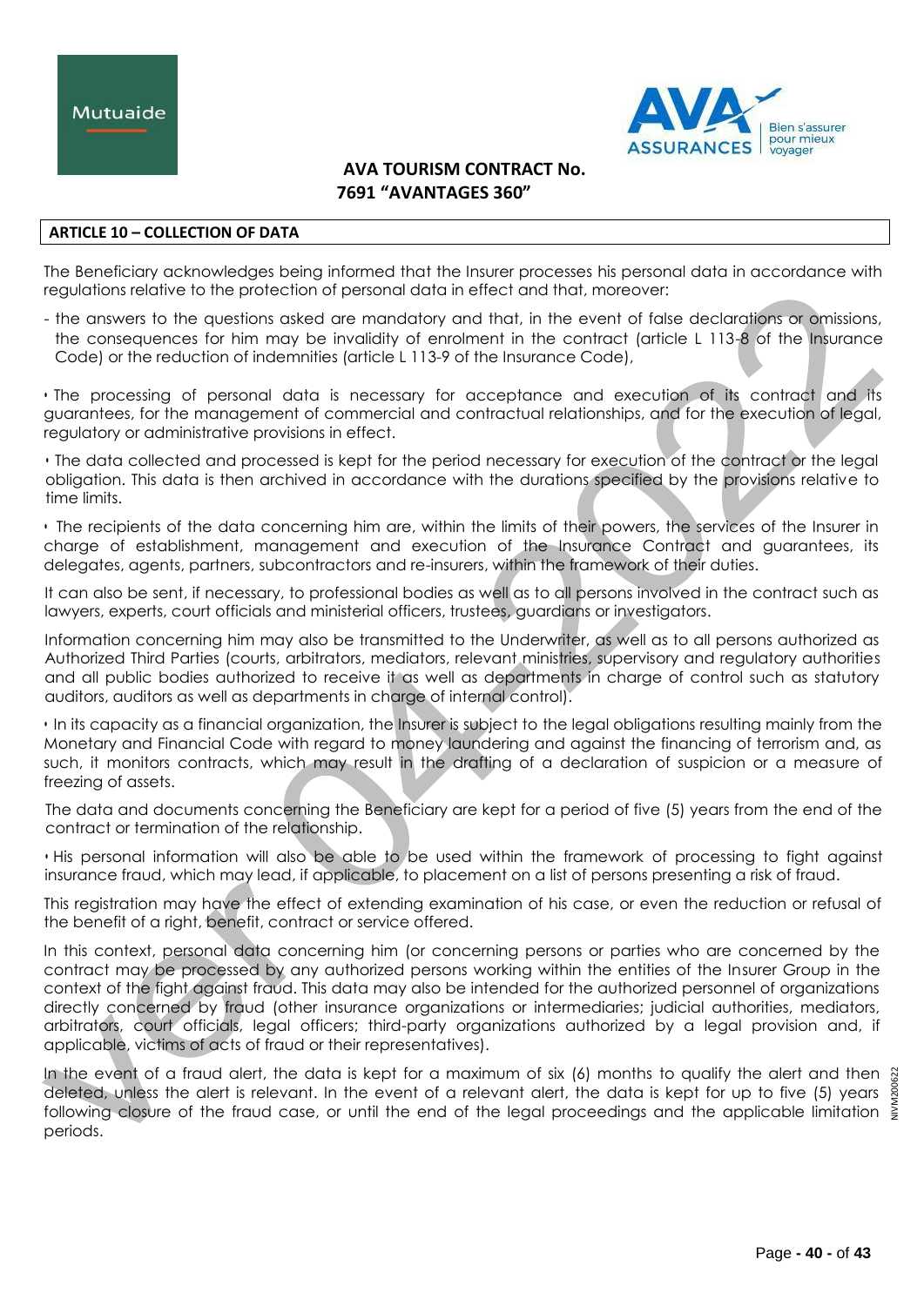# AVA TOURISM CONTRACT No. 7691 “AVANTAGES 360”

## ARTICLE 10 – COLLECTION OF DATA

The Beneficiary acknowledges being informed that the Insurer processes his personal data in accordance with regulations relative to the protection of personal data in effect and that, moreover:

- the answers to the questions asked are mandatory and that, in the event of false declarations or omissions, the consequences for him may be invalidity of enrolment in the contract (article L 113-8 of the Insurance Code) or the reduction of indemnities (article L 113-9 of the Insurance Code),

• The processing of personal data is necessary for acceptance and execution of its contract and its guarantees, for the management of commercial and contractual relationships, and for the execution of legal, regulatory or administrative provisions in effect.

• The data collected and processed is kept for the period necessary for execution of the contract or the legal obligation. This data is then archived in accordance with the durations specified by the provisions relative to time limits.

• The recipients of the data concerning him are, within the limits of their powers, the services of the Insurer in charge of establishment, management and execution of the Insurance Contract and guarantees, its delegates, agents, partners, subcontractors and re-insurers, within the framework of their duties.

It can also be sent, if necessary, to professional bodies as well as to all persons involved in the contract such as lawyers, experts, court officials and ministerial officers, trustees, guardians or investigators.

Information concerning him may also be transmitted to the Underwriter, as well as to all persons authorized as Authorized Third Parties (courts, arbitrators, mediators, relevant ministries, supervisory and regulatory authorities and all public bodies authorized to receive it as well as departments in charge of control such as statutory auditors, auditors as well as departments in charge of internal control).

• In its capacity as a financial organization, the Insurer is subject to the legal obligations resulting mainly from the Monetary and Financial Code with regard to money laundering and against the financing of terrorism and, as such, it monitors contracts, which may result in the drafting of a declaration of suspicion or a measure of freezing of assets.

The data and documents concerning the Beneficiary are kept for a period of five (5) years from the end of the contract or termination of the relationship.

• His personal information will also be able to be used within the framework of processing to fight against insurance fraud, which may lead, if applicable, to placement on a list of persons presenting a risk of fraud.

This registration may have the effect of extending examination of his case, or even the reduction or refusal of the benefit of a right, benefit, contract or service offered.

In this context, personal data concerning him (or concerning persons or parties who are concerned by the contract may be processed by any authorized persons working within the entities of the Insurer Group in the context of the fight against fraud. This data may also be intended for the authorized personnel of organizations directly concerned by fraud (other insurance organizations or intermediaries; judicial authorities, mediators, arbitrators, court officials, legal officers; third-party organizations authorized by a legal provision and, if applicable, victims of acts of fraud or their representatives).

In the event of a fraud alert, the data is kept for a maximum of six (6) months to qualify the alert and then deleted, unless the alert is relevant. In the event of a relevant alert, the data is kept for up to five (5) years following closure of the fraud case, or until the end of the legal proceedings and the applicable limitation periods.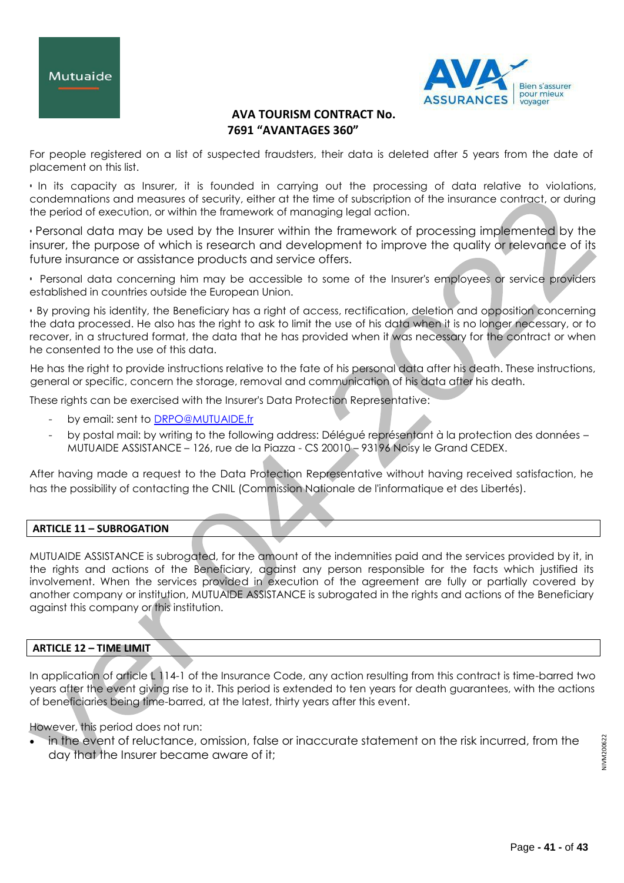For people registered on a list of suspected fraudsters, their data is deleted after 5 years from the date of placement on this list.

• In its capacity as Insurer, it is founded in carrying out the processing of data relative to violations, condemnations and measures of security, either at the time of subscription of the insurance contract, or during the period of execution, or within the framework of managing legal action.

• Personal data may be used by the Insurer within the framework of processing implemented by the insurer, the purpose of which is research and development to improve the quality or relevance of its future insurance or assistance products and service offers.

• Personal data concerning him may be accessible to some of the Insurer's employees or service providers established in countries outside the European Union.

• By proving his identity, the Beneficiary has a right of access, rectification, deletion and opposition concerning the data processed. He also has the right to ask to limit the use of his data when it is no longer necessary, or to recover, in a structured format, the data that he has provided when it was necessary for the contract or when he consented to the use of this data.

He has the right to provide instructions relative to the fate of his personal data after his death. These instructions, general or specific, concern the storage, removal and communication of his data after his death.

These rights can be exercised with the Insurer's Data Protection Representative:

- by email: sent to DRPO@MUTUAIDE.fr
- by postal mail: by writing to the following address: Délégué représentant à la protection des données – MUTUAIDE ASSISTANCE – 126, rue de la Piazza - CS 20010 – 93196 Noisy le Grand CEDEX.

After having made a request to the Data Protection Representative without having received satisfaction, he has the possibility of contacting the CNIL (Commission Nationale de l'informatique et des Libertés).

## ARTICLE 11 – SUBROGATION

MUTUAIDE ASSISTANCE is subrogated, for the amount of the indemnities paid and the services provided by it, in the rights and actions of the Beneficiary, against any person responsible for the facts which justified its involvement. When the services provided in execution of the agreement are fully or partially covered by another company or institution, MUTUAIDE ASSISTANCE is subrogated in the rights and actions of the Beneficiary against this company or this institution.

## ARTICLE 12 – TIME LIMIT

In application of article L 114-1 of the Insurance Code, any action resulting from this contract is time-barred two years after the event giving rise to it. This period is extended to ten years for death guarantees, with the actions of beneficiaries being time-barred, at the latest, thirty years after this event.

However, this period does not run:

- in the event of reluctance, omission, false or inaccurate statement on the risk incurred, from the day that the Insurer became aware of it;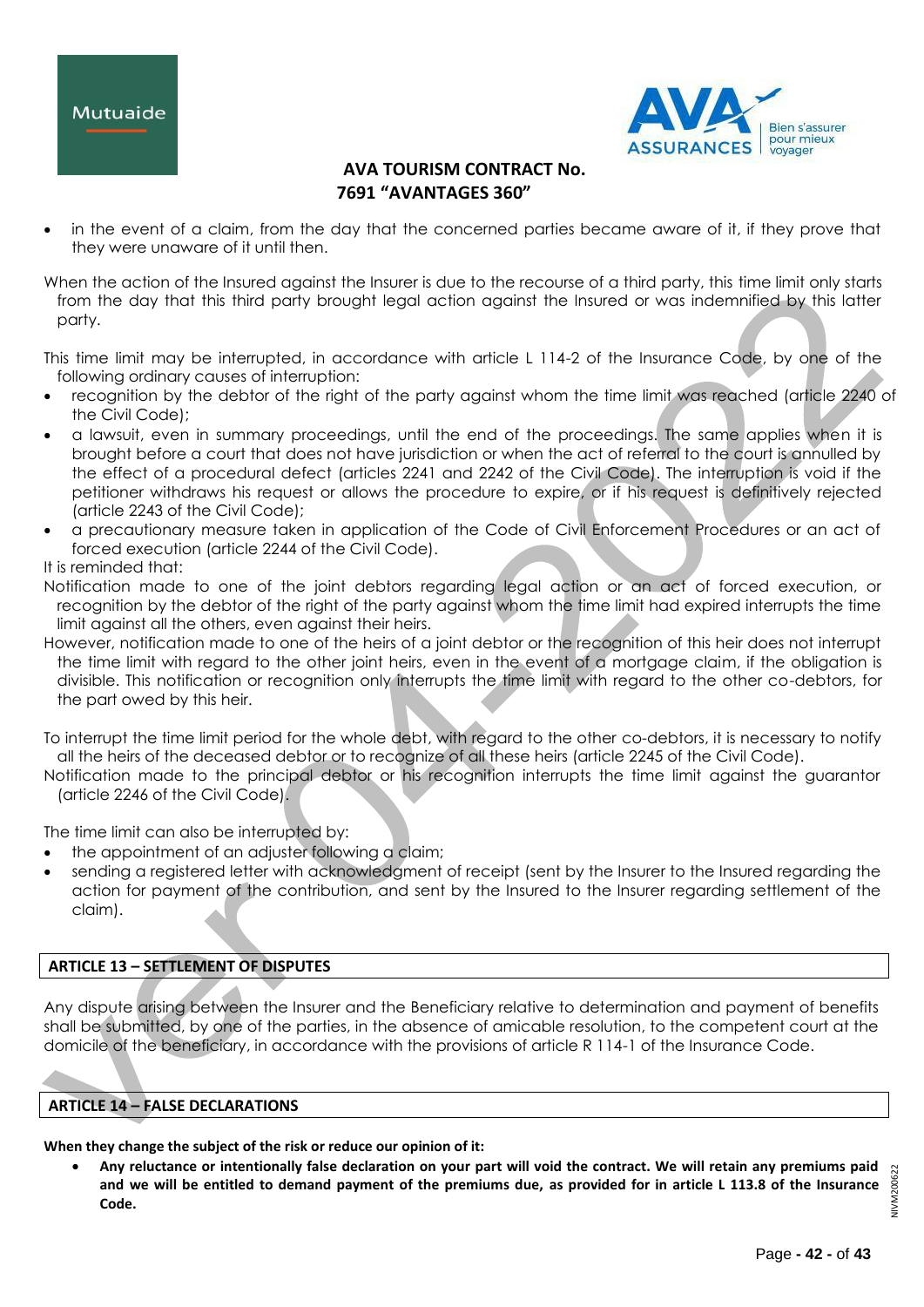- in the event of a claim, from the day that the concerned parties became aware of it, if they prove that they were unaware of it until then.

When the action of the Insured against the Insurer is due to the recourse of a third party, this time limit only starts from the day that this third party brought legal action against the Insured or was indemnified by this latter party.

This time limit may be interrupted, in accordance with article L 114-2 of the Insurance Code, by one of the following ordinary causes of interruption:

- recognition by the debtor of the right of the party against whom the time limit was reached (article 2240 of the Civil Code);
- a lawsuit, even in summary proceedings, until the end of the proceedings. The same applies when it is brought before a court that does not have jurisdiction or when the act of referral to the court is annulled by the effect of a procedural defect (articles 2241 and 2242 of the Civil Code). The interruption is void if the petitioner withdraws his request or allows the procedure to expire, or if his request is definitively rejected (article 2243 of the Civil Code);
- a precautionary measure taken in application of the Code of Civil Enforcement Procedures or an act of forced execution (article 2244 of the Civil Code).

It is reminded that:

Notification made to one of the joint debtors regarding legal action or an act of forced execution, or recognition by the debtor of the right of the party against whom the time limit had expired interrupts the time limit against all the others, even against their heirs.

However, notification made to one of the heirs of a joint debtor or the recognition of this heir does not interrupt the time limit with regard to the other joint heirs, even in the event of a mortgage claim, if the obligation is divisible. This notification or recognition only interrupts the time limit with regard to the other co-debtors, for the part owed by this heir.

To interrupt the time limit period for the whole debt, with regard to the other co-debtors, it is necessary to notify all the heirs of the deceased debtor or to recognize of all these heirs (article 2245 of the Civil Code).

Notification made to the principal debtor or his recognition interrupts the time limit against the guarantor (article 2246 of the Civil Code).

The time limit can also be interrupted by:

- the appointment of an adjuster following a claim;
- sending a registered letter with acknowledgment of receipt (sent by the Insurer to the Insured regarding the action for payment of the contribution, and sent by the Insured to the Insurer regarding settlement of the claim).

## ARTICLE 13 – SETTLEMENT OF DISPUTES

Any dispute arising between the Insurer and the Beneficiary relative to determination and payment of benefits shall be submitted, by one of the parties, in the absence of amicable resolution, to the competent court at the domicile of the beneficiary, in accordance with the provisions of article R 114-1 of the Insurance Code.

## ARTICLE 14 – FALSE DECLARATIONS

**When they change the subject of the risk or reduce our opinion of it:**

- **Any reluctance or intentionally false declaration on your part will void the contract. We will retain any premiums paid and we will be entitled to demand payment of the premiums due, as provided for in article L 113.8 of the Insurance Code.**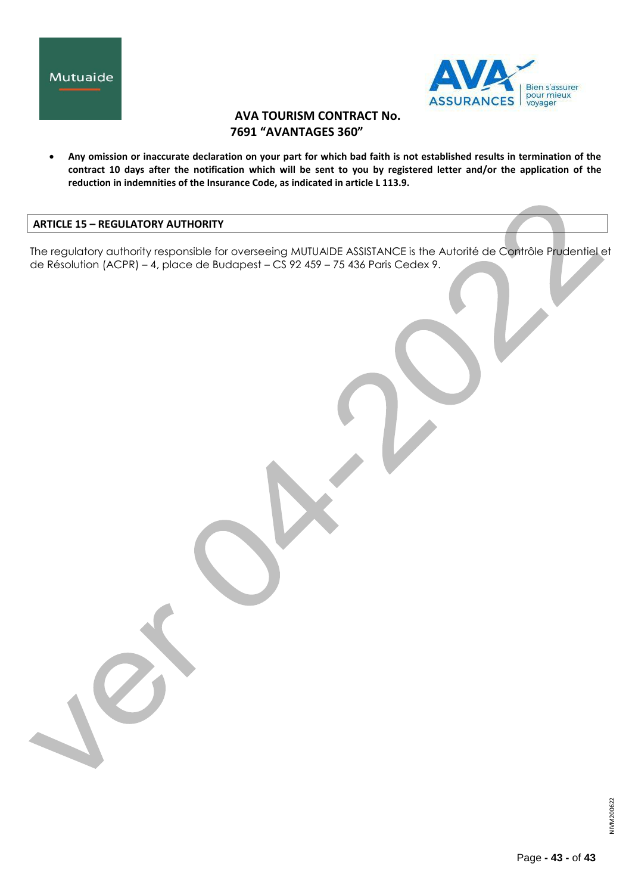- **Any omission or inaccurate declaration on your part for which bad faith is not established results in termination of the contract 10 days after the notification which will be sent to you by registered letter and/or the application of the reduction in indemnities of the Insurance Code, as indicated in article L 113.9.**

## ARTICLE 15 – REGULATORY AUTHORITY

The regulatory authority responsible for overseeing MUTUAIDE ASSISTANCE is the Autorité de Contrôle Prudentiel et de Résolution (ACPR) – 4, place de Budapest – CS 92 459 – 75 436 Paris Cedex 9.